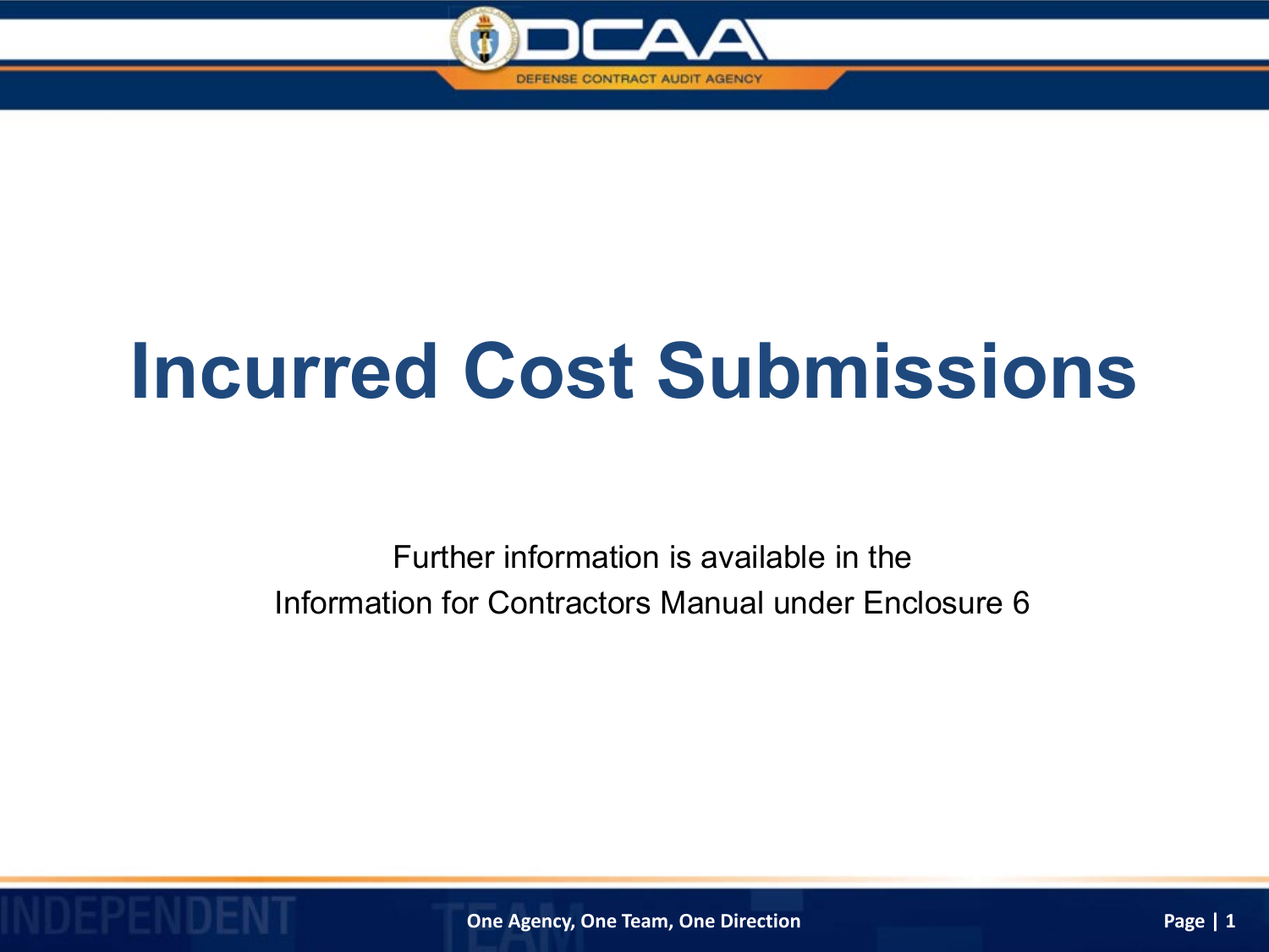# Incurred Cost Submissions

Further information is available in the
Information for Contractors Manual under Enclosure 6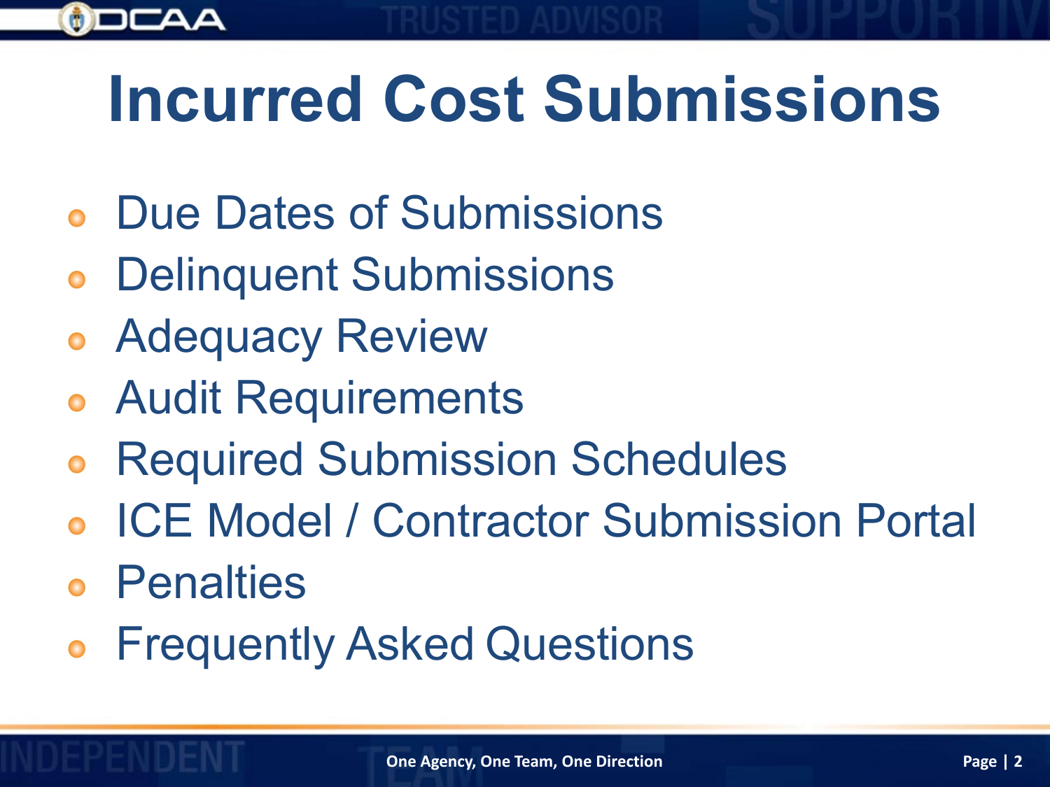# Incurred Cost Submissions

- Due Dates of Submissions
- Delinquent Submissions
- Adequacy Review
- Audit Requirements
- Required Submission Schedules
- ICE Model / Contractor Submission Portal
- Penalties
- Frequently Asked Questions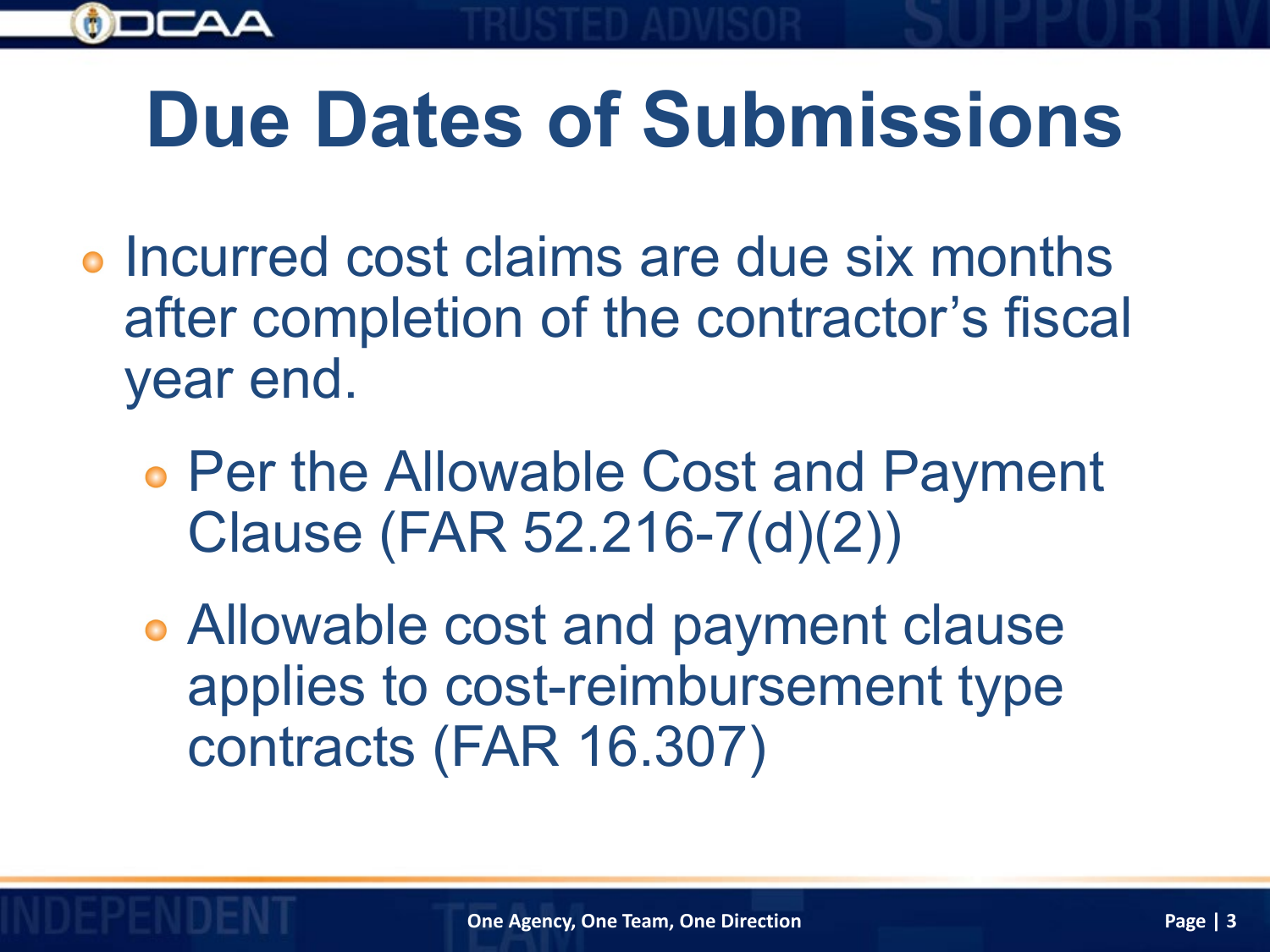# Due Dates of Submissions

- Incurred cost claims are due six months after completion of the contractor's fiscal year end.
  - Per the Allowable Cost and Payment Clause (FAR 52.216-7(d)(2))
  - Allowable cost and payment clause applies to cost-reimbursement type contracts (FAR 16.307)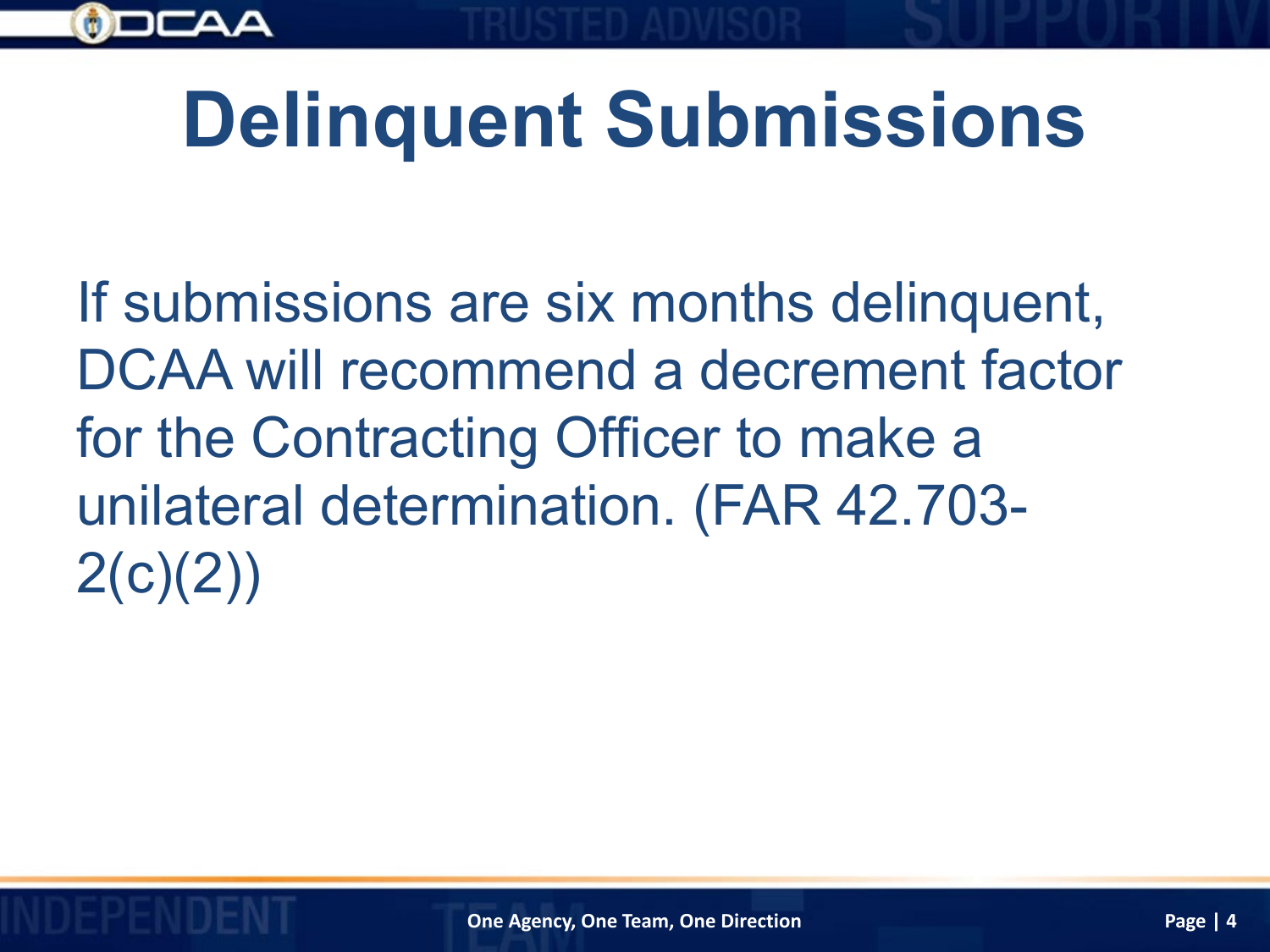# Delinquent Submissions

If submissions are six months delinquent, DCAA will recommend a decrement factor for the Contracting Officer to make a unilateral determination. (FAR 42.703-2(c)(2))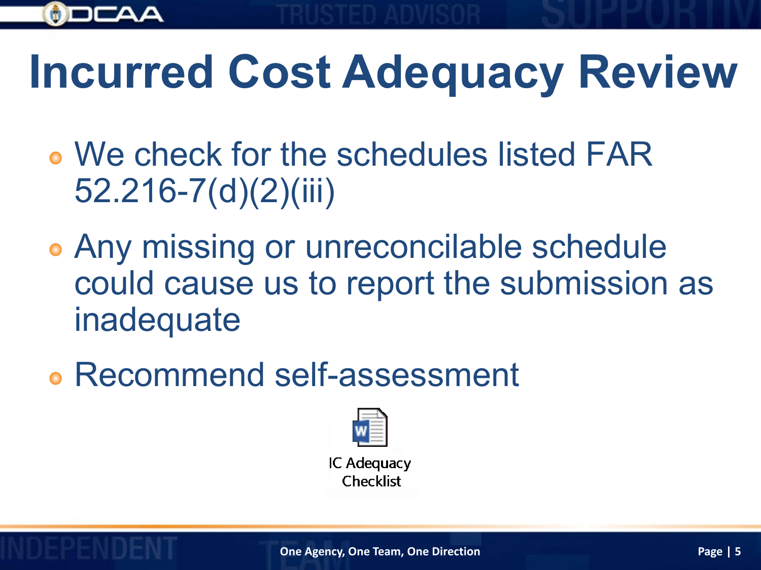# Incurred Cost Adequacy Review

- We check for the schedules listed FAR 52.216-7(d)(2)(iii)
- Any missing or unreconcilable schedule could cause us to report the submission as inadequate
- Recommend self-assessment

IC Adequacy Checklist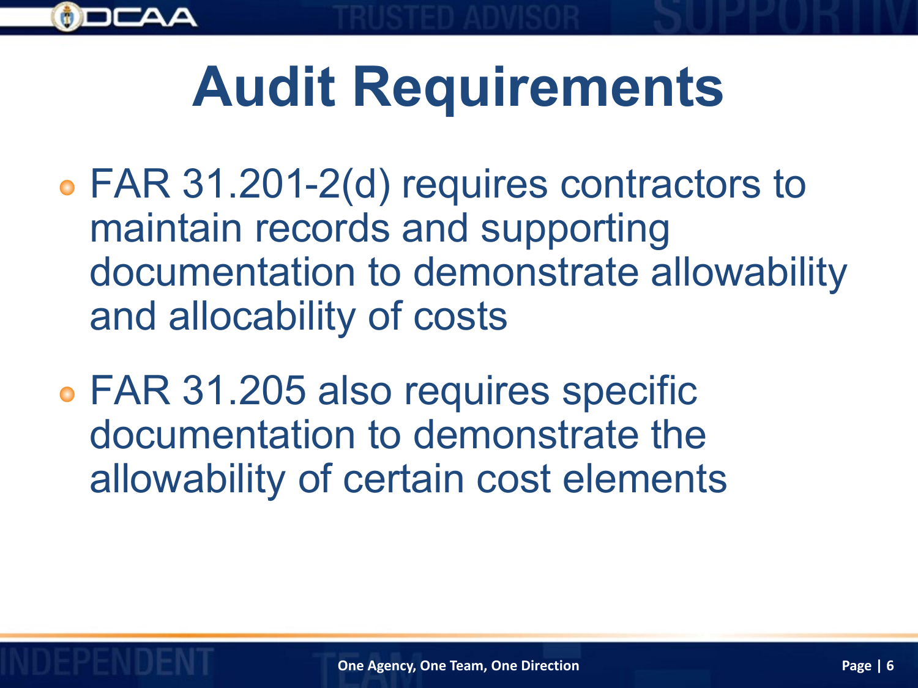# Audit Requirements

- FAR 31.201-2(d) requires contractors to maintain records and supporting documentation to demonstrate allowability and allocability of costs
- FAR 31.205 also requires specific documentation to demonstrate the allowability of certain cost elements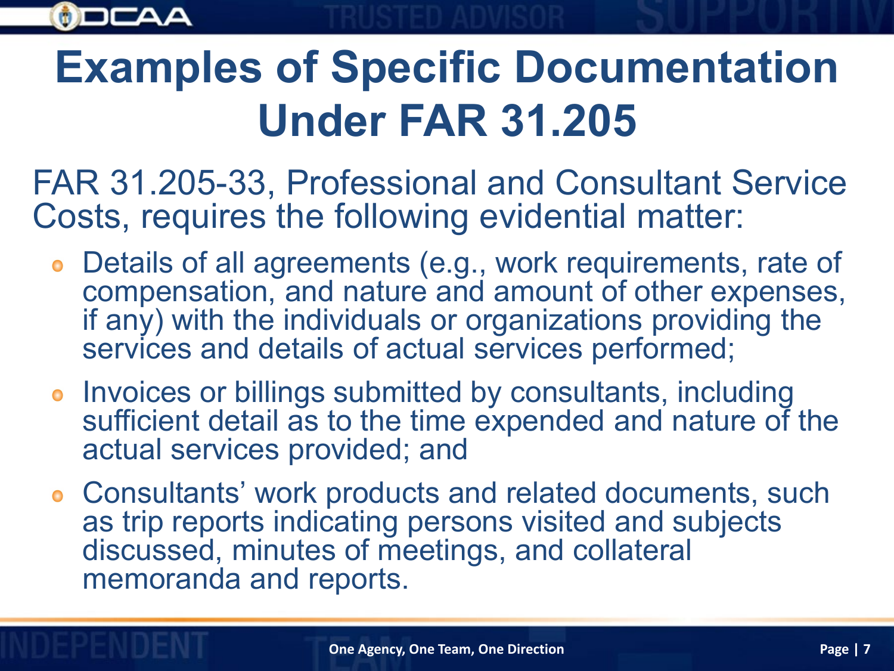# Examples of Specific Documentation Under FAR 31.205

FAR 31.205-33, Professional and Consultant Service Costs, requires the following evidential matter:

- Details of all agreements (e.g., work requirements, rate of compensation, and nature and amount of other expenses, if any) with the individuals or organizations providing the services and details of actual services performed;
- Invoices or billings submitted by consultants, including sufficient detail as to the time expended and nature of the actual services provided; and
- Consultants' work products and related documents, such as trip reports indicating persons visited and subjects discussed, minutes of meetings, and collateral memoranda and reports.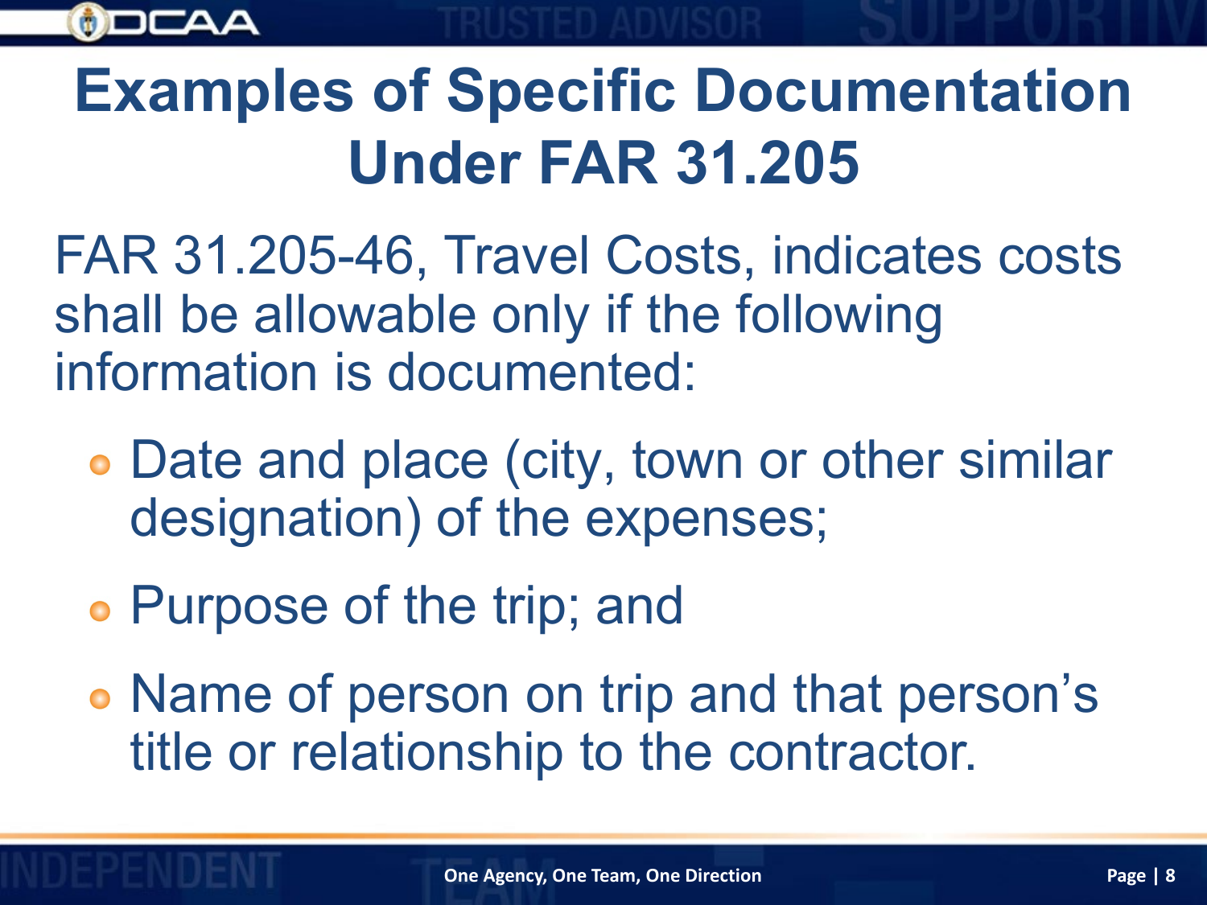# Examples of Specific Documentation Under FAR 31.205

FAR 31.205-46, Travel Costs, indicates costs shall be allowable only if the following information is documented:

- Date and place (city, town or other similar designation) of the expenses;
- Purpose of the trip; and
- Name of person on trip and that person's title or relationship to the contractor.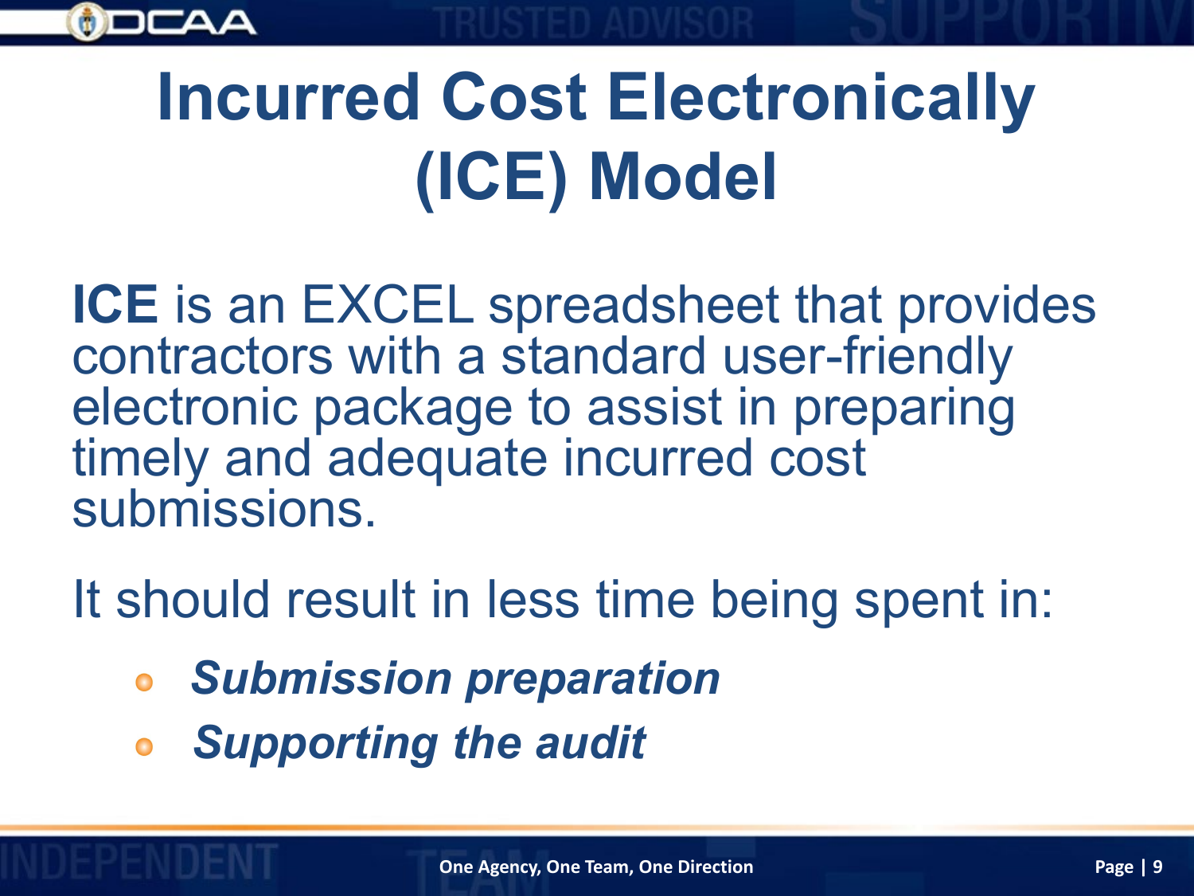# Incurred Cost Electronically (ICE) Model

**ICE** is an EXCEL spreadsheet that provides contractors with a standard user-friendly electronic package to assist in preparing timely and adequate incurred cost submissions.

It should result in less time being spent in:

- ***Submission preparation***
- ***Supporting the audit***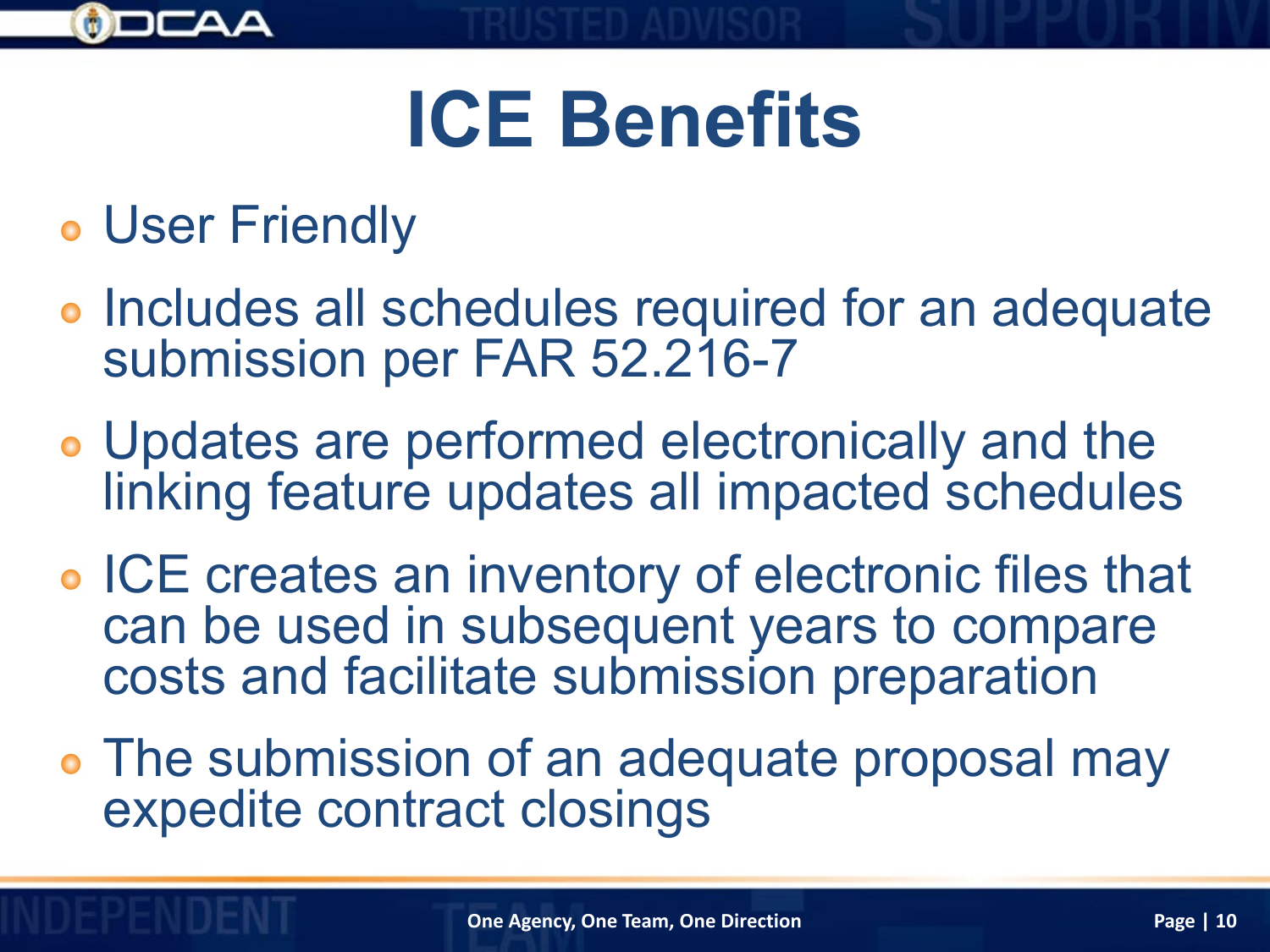# ICE Benefits

- User Friendly
- Includes all schedules required for an adequate submission per FAR 52.216-7
- Updates are performed electronically and the linking feature updates all impacted schedules
- ICE creates an inventory of electronic files that can be used in subsequent years to compare costs and facilitate submission preparation
- The submission of an adequate proposal may expedite contract closings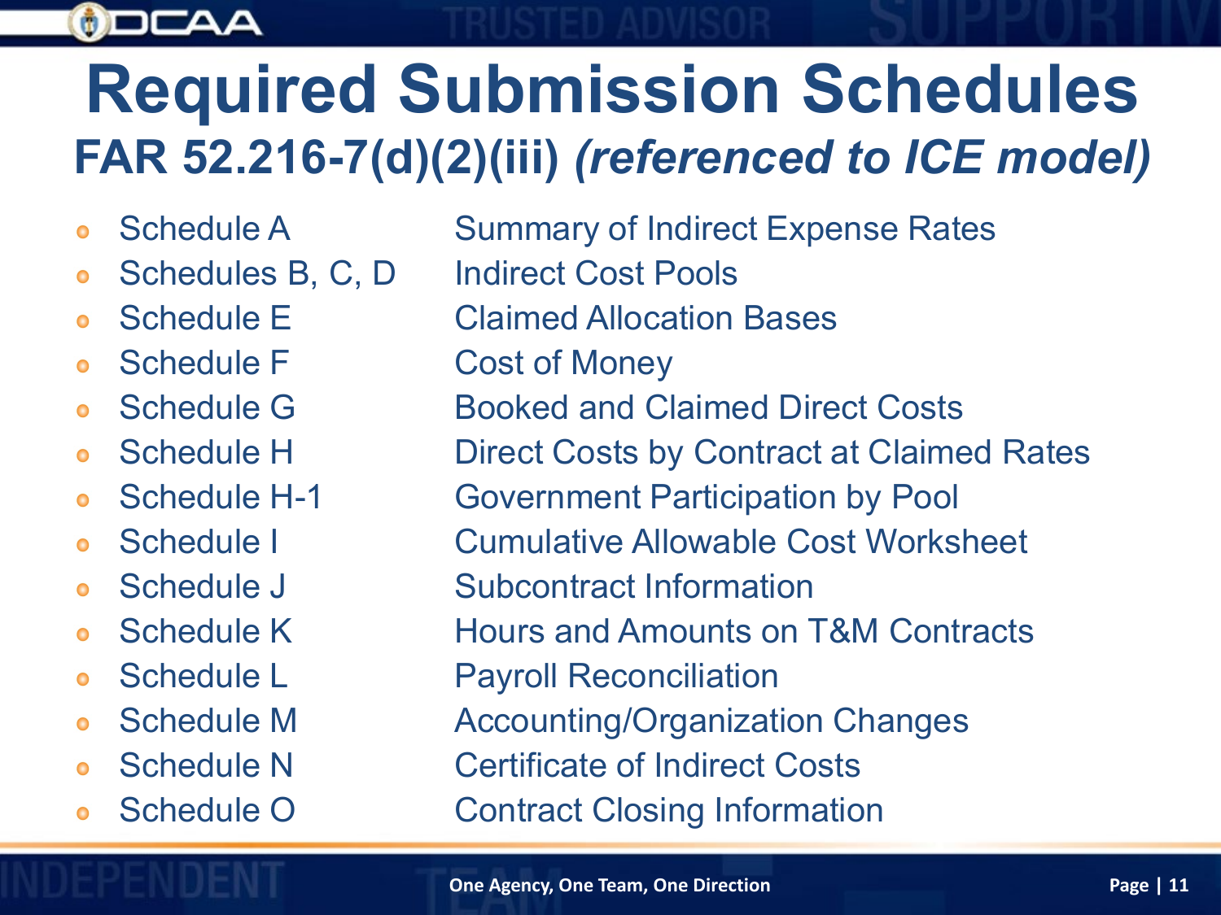# Required Submission Schedules

## FAR 52.216-7(d)(2)(iii) *(referenced to ICE model)*

- Schedule A — Summary of Indirect Expense Rates
- Schedules B, C, D — Indirect Cost Pools
- Schedule E — Claimed Allocation Bases
- Schedule F — Cost of Money
- Schedule G — Booked and Claimed Direct Costs
- Schedule H — Direct Costs by Contract at Claimed Rates
- Schedule H-1 — Government Participation by Pool
- Schedule I — Cumulative Allowable Cost Worksheet
- Schedule J — Subcontract Information
- Schedule K — Hours and Amounts on T&M Contracts
- Schedule L — Payroll Reconciliation
- Schedule M — Accounting/Organization Changes
- Schedule N — Certificate of Indirect Costs
- Schedule O — Contract Closing Information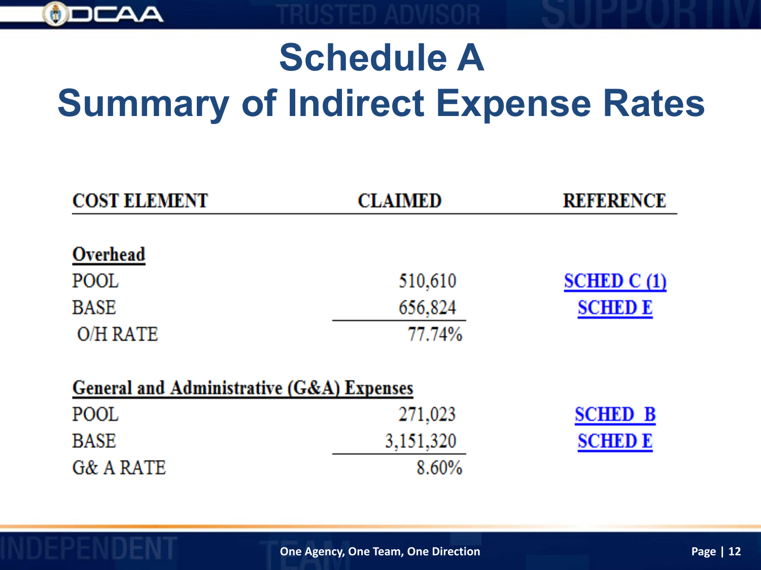# Schedule A
# Summary of Indirect Expense Rates

| COST ELEMENT | CLAIMED | REFERENCE |
| --- | --- | --- |
| **Overhead** | | |
| POOL | 510,610 | SCHED C (1) |
| BASE | 656,824 | SCHED E |
| O/H RATE | 77.74% | |
| **General and Administrative (G&A) Expenses** | | |
| POOL | 271,023 | SCHED B |
| BASE | 3,151,320 | SCHED E |
| G& A RATE | 8.60% | |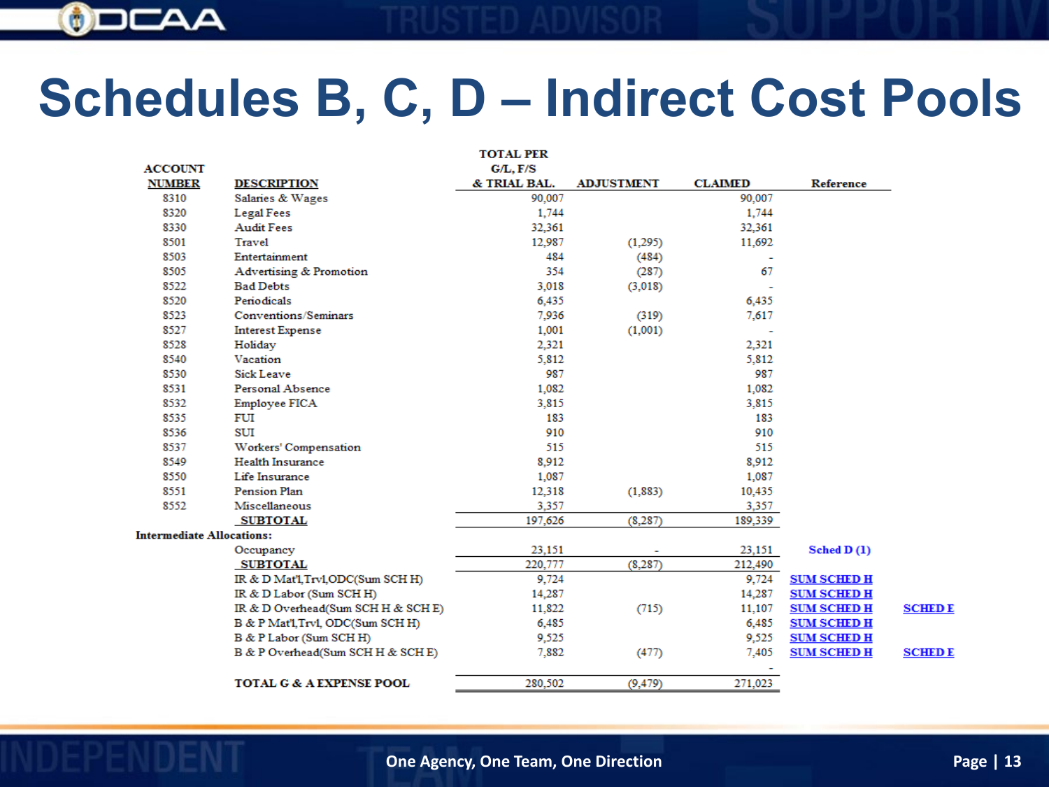# Schedules B, C, D – Indirect Cost Pools

| ACCOUNT NUMBER | DESCRIPTION | TOTAL PER G/L, F/S & TRIAL BAL. | ADJUSTMENT | CLAIMED | Reference | |
|---|---|---|---|---|---|---|
| 8310 | Salaries & Wages | 90,007 | | 90,007 | | |
| 8320 | Legal Fees | 1,744 | | 1,744 | | |
| 8330 | Audit Fees | 32,361 | | 32,361 | | |
| 8501 | Travel | 12,987 | (1,295) | 11,692 | | |
| 8503 | Entertainment | 484 | (484) | - | | |
| 8505 | Advertising & Promotion | 354 | (287) | 67 | | |
| 8522 | Bad Debts | 3,018 | (3,018) | - | | |
| 8520 | Periodicals | 6,435 | | 6,435 | | |
| 8523 | Conventions/Seminars | 7,936 | (319) | 7,617 | | |
| 8527 | Interest Expense | 1,001 | (1,001) | - | | |
| 8528 | Holiday | 2,321 | | 2,321 | | |
| 8540 | Vacation | 5,812 | | 5,812 | | |
| 8530 | Sick Leave | 987 | | 987 | | |
| 8531 | Personal Absence | 1,082 | | 1,082 | | |
| 8532 | Employee FICA | 3,815 | | 3,815 | | |
| 8535 | FUI | 183 | | 183 | | |
| 8536 | SUI | 910 | | 910 | | |
| 8537 | Workers' Compensation | 515 | | 515 | | |
| 8549 | Health Insurance | 8,912 | | 8,912 | | |
| 8550 | Life Insurance | 1,087 | | 1,087 | | |
| 8551 | Pension Plan | 12,318 | (1,883) | 10,435 | | |
| 8552 | Miscellaneous | 3,357 | | 3,357 | | |
| | SUBTOTAL | 197,626 | (8,287) | 189,339 | | |
| Intermediate Allocations: | | | | | | |
| | Occupancy | 23,151 | - | 23,151 | Sched D (1) | |
| | SUBTOTAL | 220,777 | (8,287) | 212,490 | | |
| | IR & D Mat'l,Trvl,ODC(Sum SCH H) | 9,724 | | 9,724 | SUM SCHED H | |
| | IR & D Labor (Sum SCH H) | 14,287 | | 14,287 | SUM SCHED H | |
| | IR & D Overhead(Sum SCH H & SCH E) | 11,822 | (715) | 11,107 | SUM SCHED H | SCHED E |
| | B & P Mat'l,Trvl, ODC(Sum SCH H) | 6,485 | | 6,485 | SUM SCHED H | |
| | B & P Labor (Sum SCH H) | 9,525 | | 9,525 | SUM SCHED H | |
| | B & P Overhead(Sum SCH H & SCH E) | 7,882 | (477) | 7,405 | SUM SCHED H | SCHED E |
| | | | | - | | |
| | TOTAL G & A EXPENSE POOL | 280,502 | (9,479) | 271,023 | | |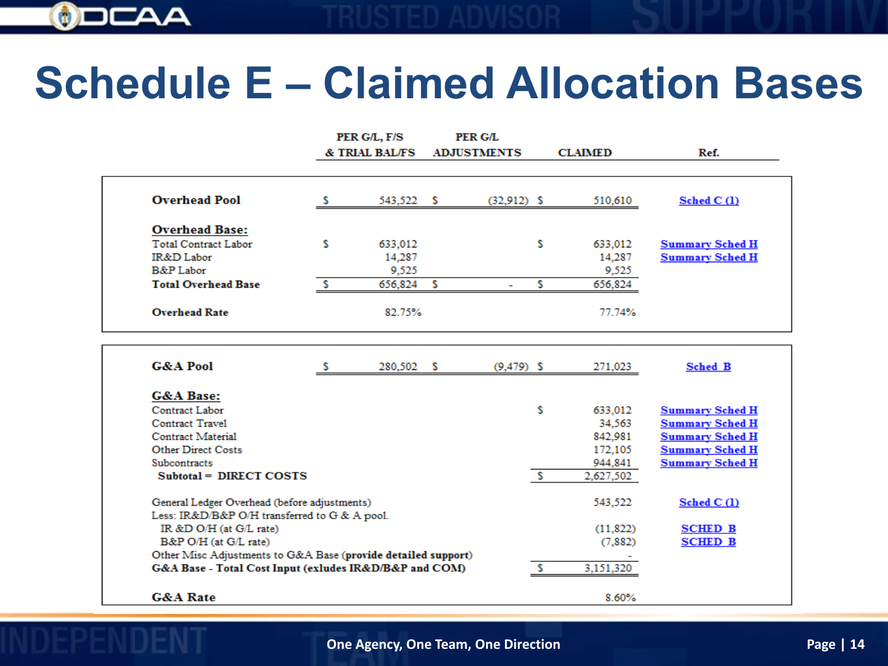# Schedule E – Claimed Allocation Bases

| | PER G/L, F/S & TRIAL BAL/FS | PER G/L ADJUSTMENTS | CLAIMED | Ref. |
|---|---|---|---|---|
| **Overhead Pool** | $ 543,522 | $ (32,912) | $ 510,610 | Sched C (1) |
| **Overhead Base:** | | | | |
| Total Contract Labor | $ 633,012 | | $ 633,012 | Summary Sched H |
| IR&D Labor | 14,287 | | 14,287 | Summary Sched H |
| B&P Labor | 9,525 | | 9,525 | |
| **Total Overhead Base** | $ 656,824 | $ - | $ 656,824 | |
| **Overhead Rate** | 82.75% | | 77.74% | |

| | CLAIMED | Ref. |
|---|---|---|
| **G&A Pool** (Per G/L, F/S & Trial Bal/FS: $ 280,502; Per G/L Adjustments: $ (9,479)) | $ 271,023 | Sched B |
| **G&A Base:** | | |
| Contract Labor | $ 633,012 | Summary Sched H |
| Contract Travel | 34,563 | Summary Sched H |
| Contract Material | 842,981 | Summary Sched H |
| Other Direct Costs | 172,105 | Summary Sched H |
| Subcontracts | 944,841 | Summary Sched H |
| **Subtotal = DIRECT COSTS** | $ 2,627,502 | |
| General Ledger Overhead (before adjustments) | 543,522 | Sched C (1) |
| Less: IR&D/B&P O/H transferred to G & A pool. | | |
| IR &D O/H (at G/L rate) | (11,822) | SCHED B |
| B&P O/H (at G/L rate) | (7,882) | SCHED B |
| Other Misc Adjustments to G&A Base **(provide detailed support)** | - | |
| **G&A Base - Total Cost Input (exludes IR&D/B&P and COM)** | $ 3,151,320 | |
| **G&A Rate** | 8.60% | |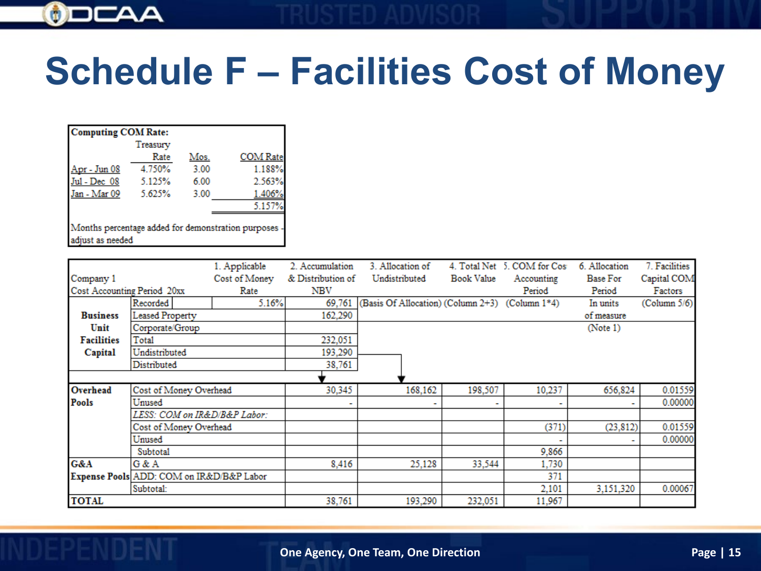# Schedule F – Facilities Cost of Money

| Computing COM Rate: | Treasury Rate | Mos. | COM Rate |
|---|---|---|---|
| Apr - Jun 08 | 4.750% | 3.00 | 1.188% |
| Jul - Dec 08 | 5.125% | 6.00 | 2.563% |
| Jan - Mar 09 | 5.625% | 3.00 | 1.406% |
| | | | 5.157% |

Months percentage added for demonstration purposes - adjust as needed

| Company 1<br>Cost Accounting Period 20xx | | 1. Applicable Cost of Money Rate | 2. Accumulation & Distribution of NBV | 3. Allocation of Undistributed | 4. Total Net Book Value | 5. COM for Cost Accounting Period | 6. Allocation Base For Period | 7. Facilities Capital COM Factors |
|---|---|---|---|---|---|---|---|---|
| Business Unit Facilities Capital | Recorded | 5.16% | 69,761 | (Basis Of Allocation) | (Column 2+3) | (Column 1*4) | In units of measure (Note 1) | (Column 5/6) |
| | Leased Property | | 162,290 | | | | | |
| | Corporate/Group | | | | | | | |
| | Total | | 232,051 | | | | | |
| | Undistributed | | 193,290 | | | | | |
| | Distributed | | 38,761 | | | | | |
| Overhead Pools | Cost of Money Overhead | | 30,345 | 168,162 | 198,507 | 10,237 | 656,824 | 0.01559 |
| | Unused | | - | - | - | - | - | 0.00000 |
| | *LESS: COM on IR&D/B&P Labor:* | | | | | | | |
| | Cost of Money Overhead | | | | | (371) | (23,812) | 0.01559 |
| | Unused | | | | | - | - | 0.00000 |
| | Subtotal | | | | | 9,866 | | |
| G&A Expense Pools | G & A | | 8,416 | 25,128 | 33,544 | 1,730 | | |
| | ADD: COM on IR&D/B&P Labor | | | | | 371 | | |
| | Subtotal: | | | | | 2,101 | 3,151,320 | 0.00067 |
| TOTAL | | | 38,761 | 193,290 | 232,051 | 11,967 | | |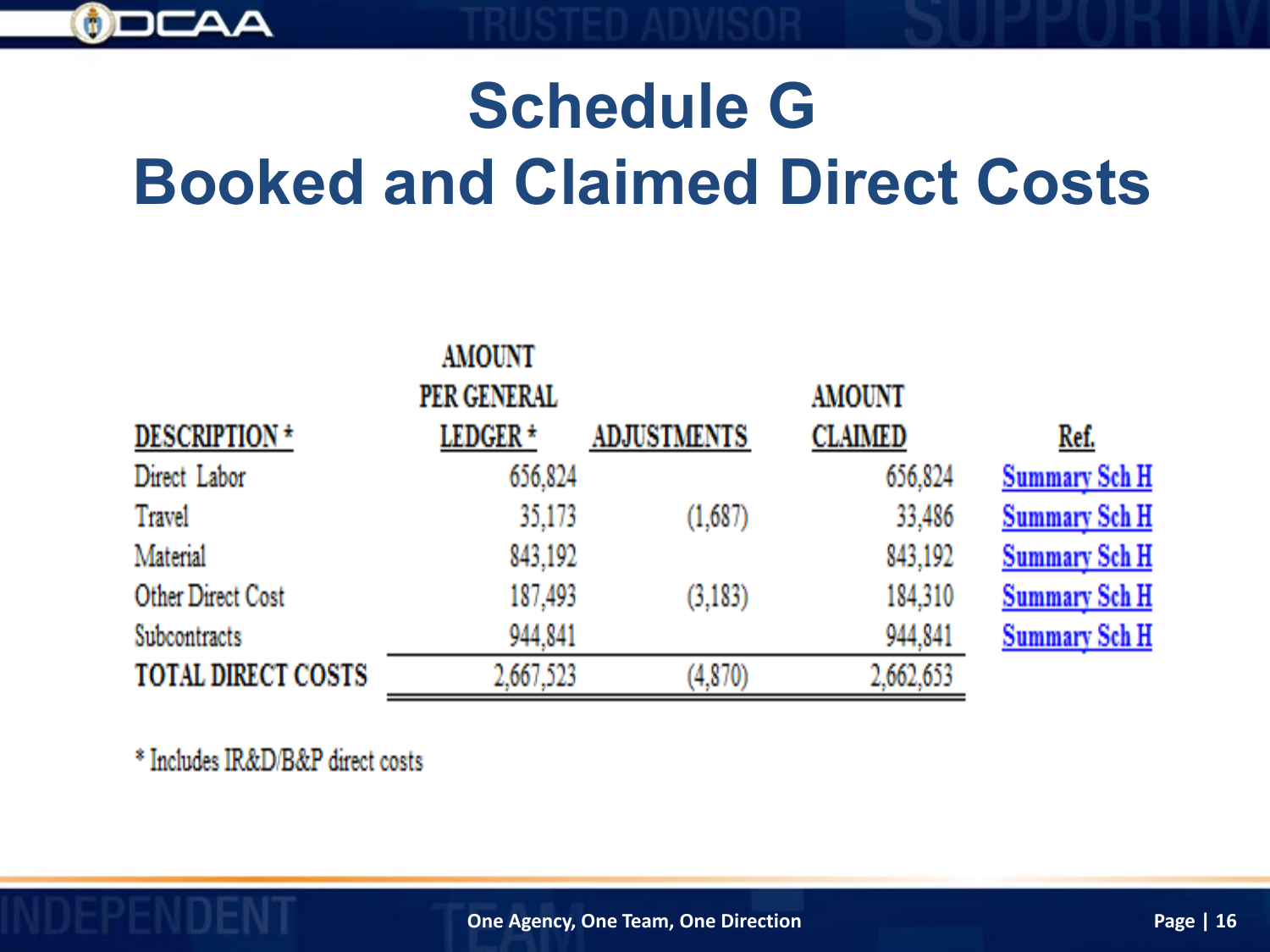# Schedule G
# Booked and Claimed Direct Costs

| DESCRIPTION * | AMOUNT PER GENERAL LEDGER * | ADJUSTMENTS | AMOUNT CLAIMED | Ref. |
|---|---|---|---|---|
| Direct Labor | 656,824 | | 656,824 | Summary Sch H |
| Travel | 35,173 | (1,687) | 33,486 | Summary Sch H |
| Material | 843,192 | | 843,192 | Summary Sch H |
| Other Direct Cost | 187,493 | (3,183) | 184,310 | Summary Sch H |
| Subcontracts | 944,841 | | 944,841 | Summary Sch H |
| TOTAL DIRECT COSTS | 2,667,523 | (4,870) | 2,662,653 | |

* Includes IR&D/B&P direct costs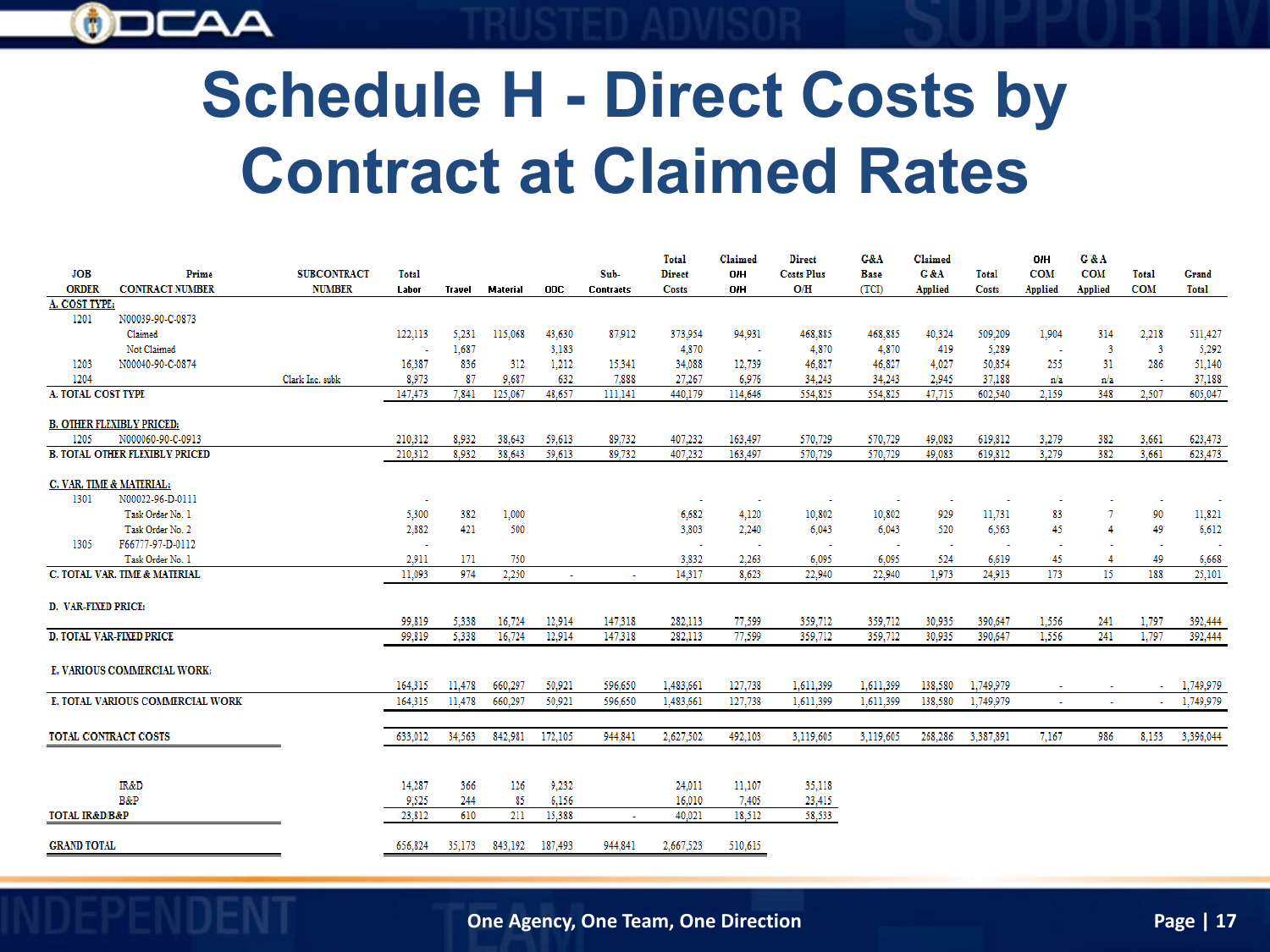# Schedule H - Direct Costs by Contract at Claimed Rates

| JOB ORDER | Prime CONTRACT NUMBER | SUBCONTRACT NUMBER | Total Labor | Travel | Material | ODC | Sub-Contracts | Total Direct Costs | Claimed O/H O/H | Direct Costs Plus O/H | G&A Base (TCI) | Claimed G&A Applied | Total Costs | O/H COM Applied | G & A COM Applied | Total COM | Grand Total |
|---|---|---|---|---|---|---|---|---|---|---|---|---|---|---|---|---|---|
| A. COST TYPE: | | | | | | | | | | | | | | | | | |
| 1201 | N00039-90-C-0873 | | | | | | | | | | | | | | | | |
| | Claimed | | 122,113 | 5,231 | 115,068 | 43,630 | 87,912 | 373,954 | 94,931 | 468,885 | 468,885 | 40,324 | 509,209 | 1,904 | 314 | 2,218 | 511,427 |
| | Not Claimed | | - | 1,687 | | 3,183 | | 4,870 | - | 4,870 | 4,870 | 419 | 5,289 | - | 3 | 3 | 5,292 |
| 1203 | N00040-90-C-0874 | | 16,387 | 836 | 312 | 1,212 | 15,341 | 34,088 | 12,739 | 46,827 | 46,827 | 4,027 | 50,854 | 255 | 31 | 286 | 51,140 |
| 1204 | | Clark Inc. subk | 8,973 | 87 | 9,687 | 632 | 7,888 | 27,267 | 6,976 | 34,243 | 34,243 | 2,945 | 37,188 | n/a | n/a | - | 37,188 |
| A. TOTAL COST TYPE | | | 147,473 | 7,841 | 125,067 | 48,657 | 111,141 | 440,179 | 114,646 | 554,825 | 554,825 | 47,715 | 602,540 | 2,159 | 348 | 2,507 | 603,047 |
| B. OTHER FLEXIBLY PRICED: | | | | | | | | | | | | | | | | | |
| 1205 | N000060-90-C-0913 | | 210,312 | 8,932 | 38,643 | 59,613 | 89,732 | 407,232 | 163,497 | 570,729 | 570,729 | 49,083 | 619,812 | 3,279 | 382 | 3,661 | 623,473 |
| B. TOTAL OTHER FLEXIBLY PRICED | | | 210,312 | 8,932 | 38,643 | 59,613 | 89,732 | 407,232 | 163,497 | 570,729 | 570,729 | 49,083 | 619,812 | 3,279 | 382 | 3,661 | 623,473 |
| C. VAR. TIME & MATERIAL: | | | | | | | | | | | | | | | | | |
| 1301 | N00022-96-D-0111 | | - | | | | | - | - | - | - | - | - | - | - | - | - |
| | Task Order No. 1 | | 5,300 | 382 | 1,000 | | | 6,682 | 4,120 | 10,802 | 10,802 | 929 | 11,731 | 83 | 7 | 90 | 11,821 |
| | Task Order No. 2 | | 2,882 | 421 | 500 | | | 3,803 | 2,240 | 6,043 | 6,043 | 520 | 6,563 | 45 | 4 | 49 | 6,612 |
| 1305 | F66777-97-D-0112 | | - | | | | | - | - | - | - | - | - | - | - | - | - |
| | Task Order No. 1 | | 2,911 | 171 | 750 | | | 3,832 | 2,263 | 6,095 | 6,095 | 524 | 6,619 | 45 | 4 | 49 | 6,668 |
| C. TOTAL VAR. TIME & MATERIAL | | | 11,093 | 974 | 2,250 | - | - | 14,317 | 8,623 | 22,940 | 22,940 | 1,973 | 24,913 | 173 | 15 | 188 | 25,101 |
| D. VAR-FIXED PRICE: | | | | | | | | | | | | | | | | | |
| | | | 99,819 | 5,338 | 16,724 | 12,914 | 147,318 | 282,113 | 77,599 | 359,712 | 359,712 | 30,935 | 390,647 | 1,556 | 241 | 1,797 | 392,444 |
| D. TOTAL VAR-FIXED PRICE | | | 99,819 | 5,338 | 16,724 | 12,914 | 147,318 | 282,113 | 77,599 | 359,712 | 359,712 | 30,935 | 390,647 | 1,556 | 241 | 1,797 | 392,444 |
| E. VARIOUS COMMERCIAL WORK: | | | | | | | | | | | | | | | | | |
| | | | 164,315 | 11,478 | 660,297 | 50,921 | 596,650 | 1,483,661 | 127,738 | 1,611,399 | 1,611,399 | 138,580 | 1,749,979 | - | - | - | 1,749,979 |
| E. TOTAL VARIOUS COMMERCIAL WORK | | | 164,315 | 11,478 | 660,297 | 50,921 | 596,650 | 1,483,661 | 127,738 | 1,611,399 | 1,611,399 | 138,580 | 1,749,979 | - | - | - | 1,749,979 |
| TOTAL CONTRACT COSTS | | | 633,012 | 34,563 | 842,981 | 172,105 | 944,841 | 2,627,502 | 492,103 | 3,119,605 | 3,119,605 | 268,286 | 3,387,891 | 7,167 | 986 | 8,153 | 3,396,044 |
| | IR&D | | 14,287 | 366 | 126 | 9,232 | | 24,011 | 11,107 | 35,118 | | | | | | | |
| | B&P | | 9,525 | 244 | 85 | 6,156 | | 16,010 | 7,405 | 23,415 | | | | | | | |
| TOTAL IR&D/B&P | | | 23,812 | 610 | 211 | 15,388 | - | 40,021 | 18,512 | 58,533 | | | | | | | |
| GRAND TOTAL | | | 656,824 | 35,173 | 843,192 | 187,493 | 944,841 | 2,667,523 | 510,615 | | | | | | | | |

One Agency, One Team, One Direction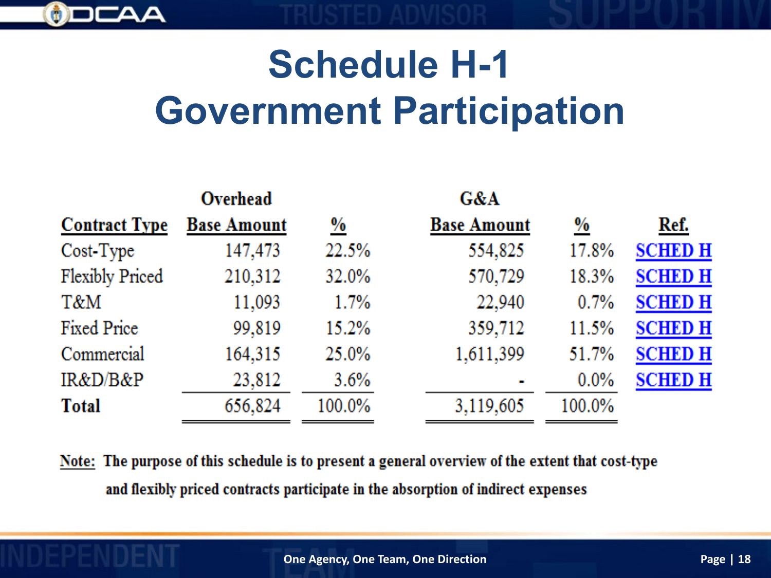# Schedule H-1
# Government Participation

| Contract Type | Overhead Base Amount | % | G&A Base Amount | % | Ref. |
|---|---|---|---|---|---|
| Cost-Type | 147,473 | 22.5% | 554,825 | 17.8% | SCHED H |
| Flexibly Priced | 210,312 | 32.0% | 570,729 | 18.3% | SCHED H |
| T&M | 11,093 | 1.7% | 22,940 | 0.7% | SCHED H |
| Fixed Price | 99,819 | 15.2% | 359,712 | 11.5% | SCHED H |
| Commercial | 164,315 | 25.0% | 1,611,399 | 51.7% | SCHED H |
| IR&D/B&P | 23,812 | 3.6% | - | 0.0% | SCHED H |
| **Total** | 656,824 | 100.0% | 3,119,605 | 100.0% | |

**Note:** **The purpose of this schedule is to present a general overview of the extent that cost-type and flexibly priced contracts participate in the absorption of indirect expenses**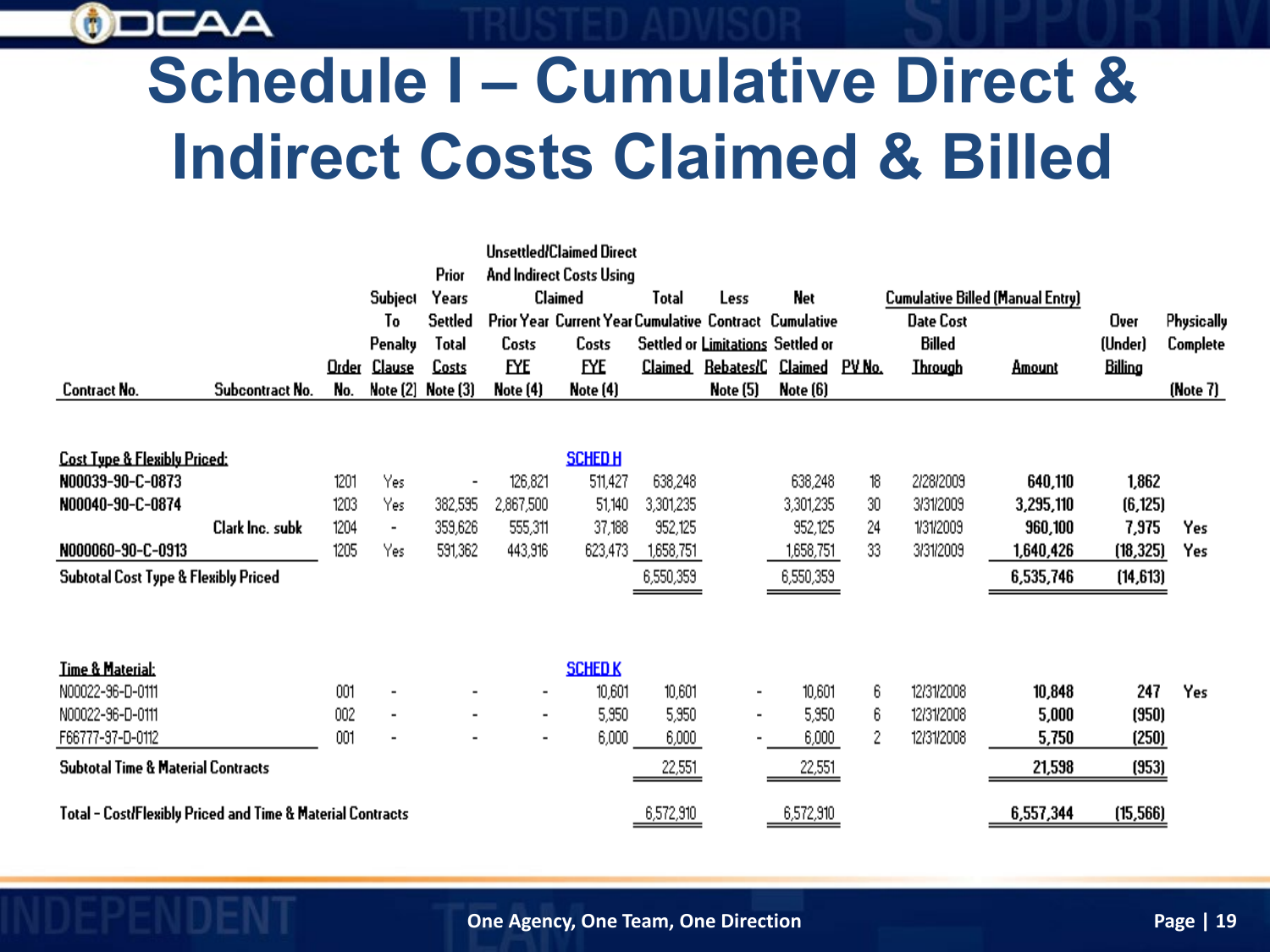# Schedule I – Cumulative Direct & Indirect Costs Claimed & Billed

| Contract No. | Subcontract No. | Order No. | Subject To Penalty Clause Note (2) | Prior Years Settled Total Costs Note (3) | Unsettled/Claimed Direct And Indirect Costs Using Claimed Prior Year Costs FYE Note (4) | Current Year Costs FYE Note (4) | Total Cumulative Settled or Claimed | Less Contract Limitations Rebates/C Note (5) | Net Cumulative Settled or Claimed Note (6) | PV No. | Cumulative Billed (Manual Entry) Date Cost Billed Through | Amount | Over (Under) Billing | Physically Complete (Note 7) |
|---|---|---|---|---|---|---|---|---|---|---|---|---|---|---|
| **Cost Type & Flexibly Priced:** | | | | | | SCHED H | | | | | | | | |
| N00039-90-C-0873 | | 1201 | Yes | - | 126,821 | 511,427 | 638,248 | | 638,248 | 18 | 2/28/2009 | 640,110 | 1,862 | |
| N00040-90-C-0874 | | 1203 | Yes | 382,595 | 2,867,500 | 51,140 | 3,301,235 | | 3,301,235 | 30 | 3/31/2009 | 3,295,110 | (6,125) | |
| | Clark Inc. subk | 1204 | - | 359,626 | 555,311 | 37,188 | 952,125 | | 952,125 | 24 | 1/31/2009 | 960,100 | 7,975 | Yes |
| N000060-90-C-0913 | | 1205 | Yes | 591,362 | 443,916 | 623,473 | 1,658,751 | | 1,658,751 | 33 | 3/31/2009 | 1,640,426 | (18,325) | Yes |
| Subtotal Cost Type & Flexibly Priced | | | | | | | 6,550,359 | | 6,550,359 | | | 6,535,746 | (14,613) | |
| **Time & Material:** | | | | | | SCHED K | | | | | | | | |
| N00022-96-D-0111 | | 001 | - | - | - | 10,601 | 10,601 | - | 10,601 | 6 | 12/31/2008 | 10,848 | 247 | Yes |
| N00022-96-D-0111 | | 002 | - | - | - | 5,950 | 5,950 | - | 5,950 | 6 | 12/31/2008 | 5,000 | (950) | |
| F66777-97-D-0112 | | 001 | - | - | - | 6,000 | 6,000 | - | 6,000 | 2 | 12/31/2008 | 5,750 | (250) | |
| Subtotal Time & Material Contracts | | | | | | | 22,551 | | 22,551 | | | 21,598 | (953) | |
| Total - Cost/Flexibly Priced and Time & Material Contracts | | | | | | | 6,572,910 | | 6,572,910 | | | 6,557,344 | (15,566) | |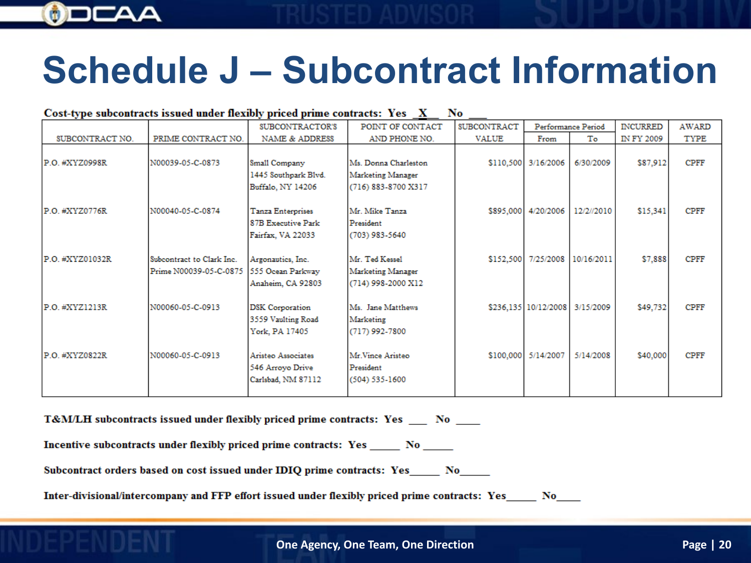# Schedule J – Subcontract Information

**Cost-type subcontracts issued under flexibly priced prime contracts: Yes _X_ No ___**

| SUBCONTRACT NO. | PRIME CONTRACT NO. | SUBCONTRACTOR'S NAME & ADDRESS | POINT OF CONTACT AND PHONE NO. | SUBCONTRACT VALUE | Performance Period | | INCURRED IN FY 2009 | AWARD TYPE |
|---|---|---|---|---|---|---|---|---|
| | | | | | From | To | | |
| P.O. #XYZ0998R | N00039-05-C-0873 | Small Company 1445 Southpark Blvd. Buffalo, NY 14206 | Ms. Donna Charleston Marketing Manager (716) 883-8700 X317 | $110,500 | 3/16/2006 | 6/30/2009 | $87,912 | CPFF |
| P.O. #XYZ0776R | N00040-05-C-0874 | Tanza Enterprises 87B Executive Park Fairfax, VA 22033 | Mr. Mike Tanza President (703) 983-5640 | $895,000 | 4/20/2006 | 12/2//2010 | $15,341 | CPFF |
| P.O. #XYZ01032R | Subcontract to Clark Inc. Prime N00039-05-C-0875 | Argonautics, Inc. 555 Ocean Parkway Anaheim, CA 92803 | Mr. Ted Kessel Marketing Manager (714) 998-2000 X12 | $152,500 | 7/25/2008 | 10/16/2011 | $7,888 | CPFF |
| P.O. #XYZ1213R | N00060-05-C-0913 | DSK Corporation 3559 Vaulting Road York, PA 17405 | Ms. Jane Matthews Marketing (717) 992-7800 | $236,135 | 10/12/2008 | 3/15/2009 | $49,732 | CPFF |
| P.O. #XYZ0822R | N00060-05-C-0913 | Aristeo Associates 546 Arroyo Drive Carlsbad, NM 87112 | Mr.Vince Aristeo President (504) 535-1600 | $100,000 | 5/14/2007 | 5/14/2008 | $40,000 | CPFF |

**T&M/LH subcontracts issued under flexibly priced prime contracts: Yes ___ No ____**

**Incentive subcontracts under flexibly priced prime contracts: Yes _____ No _____**

**Subcontract orders based on cost issued under IDIQ prime contracts: Yes_____ No_____**

**Inter-divisional/intercompany and FFP effort issued under flexibly priced prime contracts: Yes_____ No_____**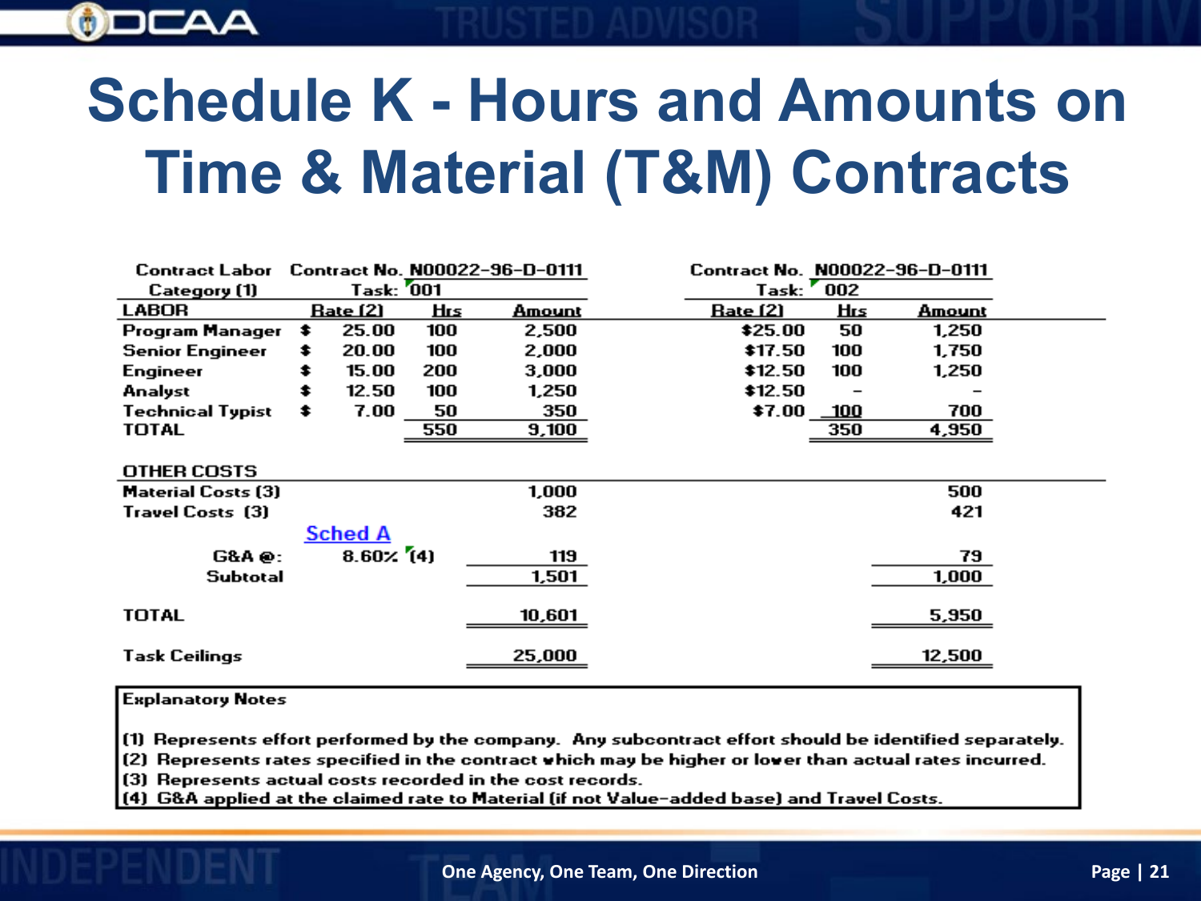# Schedule K - Hours and Amounts on Time & Material (T&M) Contracts

| Contract Labor Category (1) | Contract No. N00022-96-D-0111 Task: 001 | | | Contract No. N00022-96-D-0111 Task: 002 | | |
|---|---|---|---|---|---|---|
| **LABOR** | Rate (2) | Hrs | Amount | Rate (2) | Hrs | Amount |
| Program Manager | $ 25.00 | 100 | 2,500 | $25.00 | 50 | 1,250 |
| Senior Engineer | $ 20.00 | 100 | 2,000 | $17.50 | 100 | 1,750 |
| Engineer | $ 15.00 | 200 | 3,000 | $12.50 | 100 | 1,250 |
| Analyst | $ 12.50 | 100 | 1,250 | $12.50 | - | - |
| Technical Typist | $ 7.00 | 50 | 350 | $7.00 | 100 | 700 |
| TOTAL | | 550 | 9,100 | | 350 | 4,950 |
| **OTHER COSTS** | | | | | | |
| Material Costs (3) | | | 1,000 | | | 500 |
| Travel Costs (3) | | | 382 | | | 421 |
| | Sched A | | | | | |
| G&A @: | 8.60% (4) | | 119 | | | 79 |
| Subtotal | | | 1,501 | | | 1,000 |
| TOTAL | | | 10,601 | | | 5,950 |
| Task Ceilings | | | 25,000 | | | 12,500 |

**Explanatory Notes**

(1) Represents effort performed by the company. Any subcontract effort should be identified separately.
(2) Represents rates specified in the contract which may be higher or lower than actual rates incurred.
(3) Represents actual costs recorded in the cost records.
(4) G&A applied at the claimed rate to Material (if not Value-added base) and Travel Costs.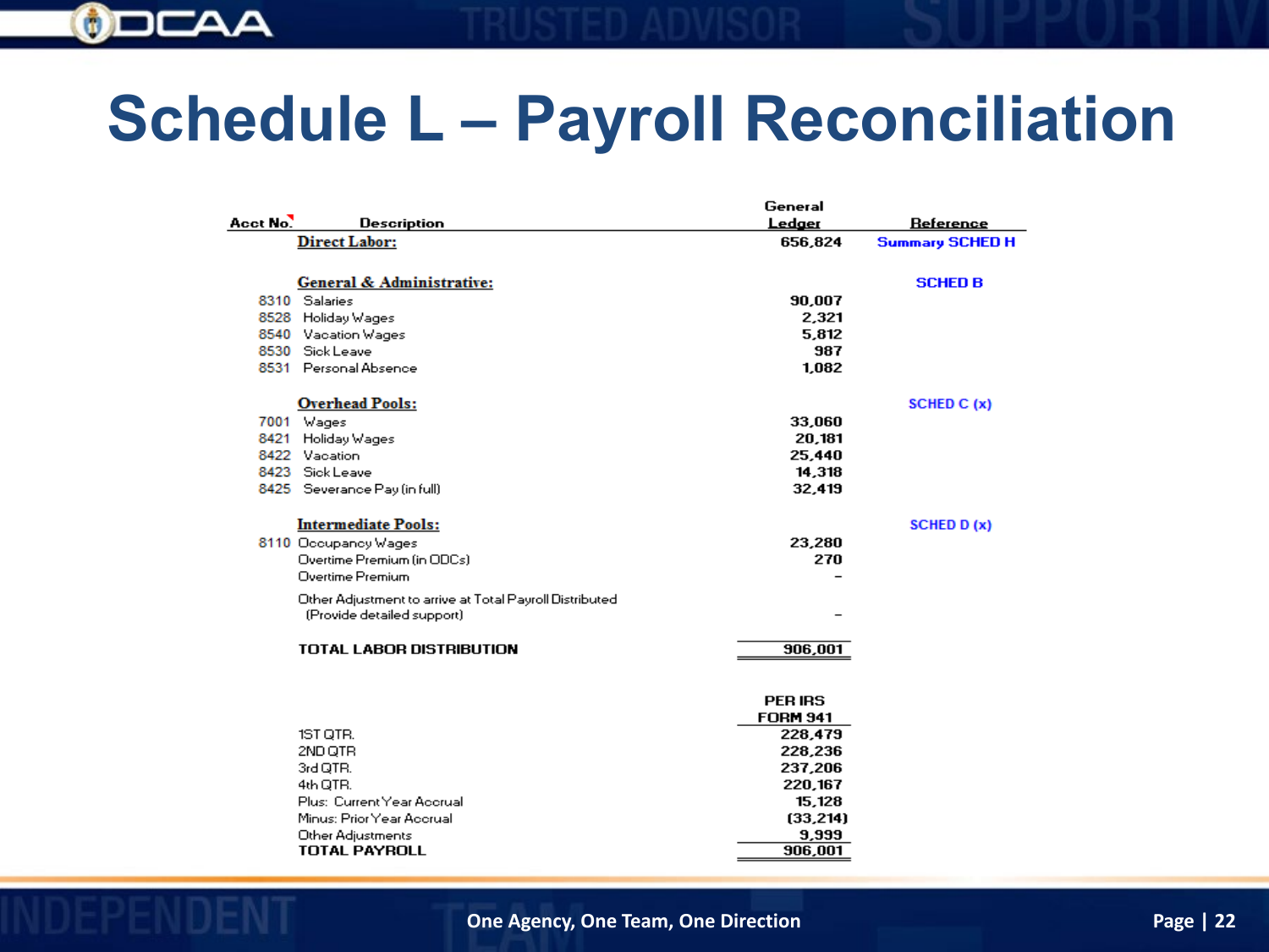# Schedule L – Payroll Reconciliation

| Acct No. | Description | General Ledger | Reference |
|---|---|---|---|
| | **Direct Labor:** | 656,824 | Summary SCHED H |
| | | | |
| | **General & Administrative:** | | SCHED B |
| 8310 | Salaries | 90,007 | |
| 8528 | Holiday Wages | 2,321 | |
| 8540 | Vacation Wages | 5,812 | |
| 8530 | Sick Leave | 987 | |
| 8531 | Personal Absence | 1,082 | |
| | | | |
| | **Overhead Pools:** | | SCHED C (x) |
| 7001 | Wages | 33,060 | |
| 8421 | Holiday Wages | 20,181 | |
| 8422 | Vacation | 25,440 | |
| 8423 | Sick Leave | 14,318 | |
| 8425 | Severance Pay (in full) | 32,419 | |
| | | | |
| | **Intermediate Pools:** | | SCHED D (x) |
| 8110 | Occupancy Wages | 23,280 | |
| | Overtime Premium (in ODCs) | 270 | |
| | Overtime Premium | - | |
| | Other Adjustment to arrive at Total Payroll Distributed (Provide detailed support) | - | |
| | | | |
| | **TOTAL LABOR DISTRIBUTION** | 906,001 | |

| | PER IRS FORM 941 |
|---|---|
| 1ST QTR. | 228,479 |
| 2ND QTR | 228,236 |
| 3rd QTR. | 237,206 |
| 4th QTR. | 220,167 |
| Plus: Current Year Accrual | 15,128 |
| Minus: Prior Year Accrual | (33,214) |
| Other Adjustments | 9,999 |
| **TOTAL PAYROLL** | 906,001 |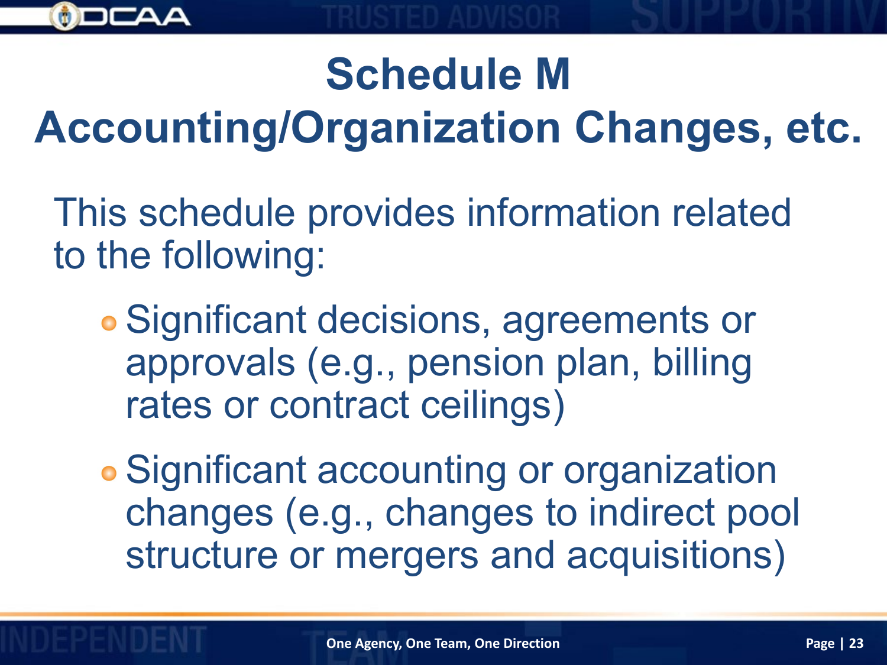# Schedule M
# Accounting/Organization Changes, etc.

This schedule provides information related to the following:

- Significant decisions, agreements or approvals (e.g., pension plan, billing rates or contract ceilings)
- Significant accounting or organization changes (e.g., changes to indirect pool structure or mergers and acquisitions)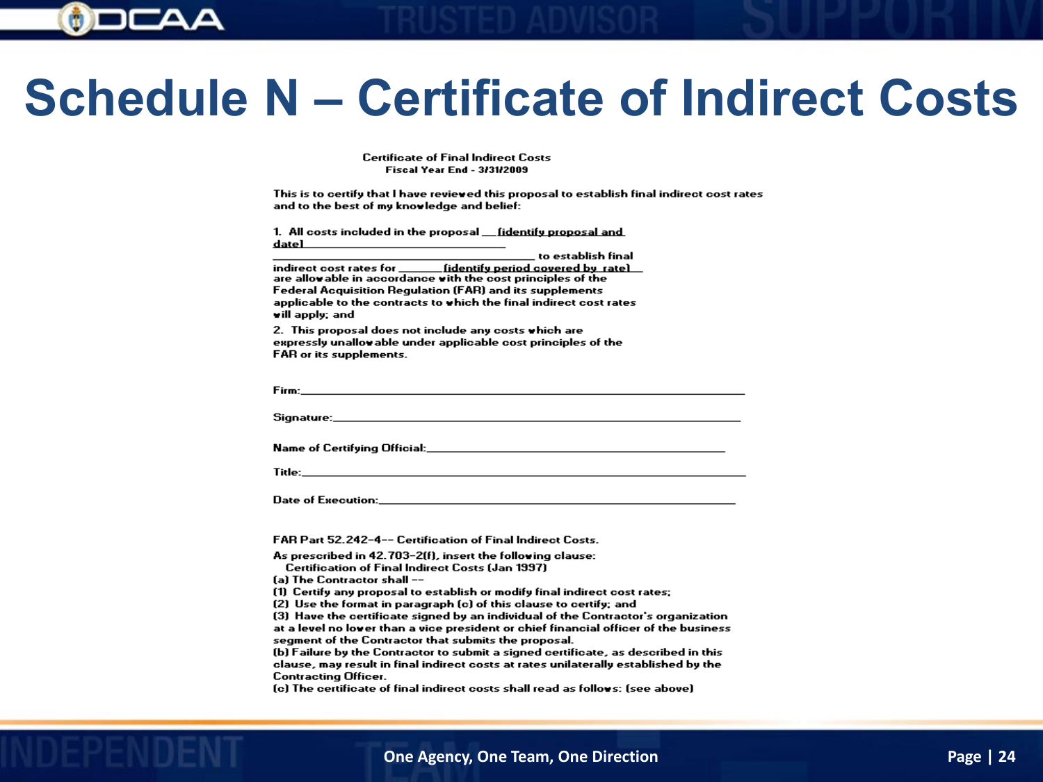# Schedule N – Certificate of Indirect Costs

**Certificate of Final Indirect Costs**
**Fiscal Year End - 3/31/2009**

This is to certify that I have reviewed this proposal to establish final indirect cost rates and to the best of my knowledge and belief:

1. All costs included in the proposal __(identify proposal and date)__________________________________________ to establish final indirect cost rates for _______(identify period covered by rate)__ are allowable in accordance with the cost principles of the Federal Acquisition Regulation (FAR) and its supplements applicable to the contracts to which the final indirect cost rates will apply; and

2. This proposal does not include any costs which are expressly unallowable under applicable cost principles of the FAR or its supplements.

Firm:________________________________________________

Signature:____________________________________________

Name of Certifying Official:_____________________________

Title:_________________________________________________

Date of Execution:_____________________________________

FAR Part 52.242-4-- Certification of Final Indirect Costs.

As prescribed in 42.703-2(f), insert the following clause:

Certification of Final Indirect Costs (Jan 1997)

(a) The Contractor shall --

(1) Certify any proposal to establish or modify final indirect cost rates;

(2) Use the format in paragraph (c) of this clause to certify; and

(3) Have the certificate signed by an individual of the Contractor's organization at a level no lower than a vice president or chief financial officer of the business segment of the Contractor that submits the proposal.

(b) Failure by the Contractor to submit a signed certificate, as described in this clause, may result in final indirect costs at rates unilaterally established by the Contracting Officer.

(c) The certificate of final indirect costs shall read as follows: (see above)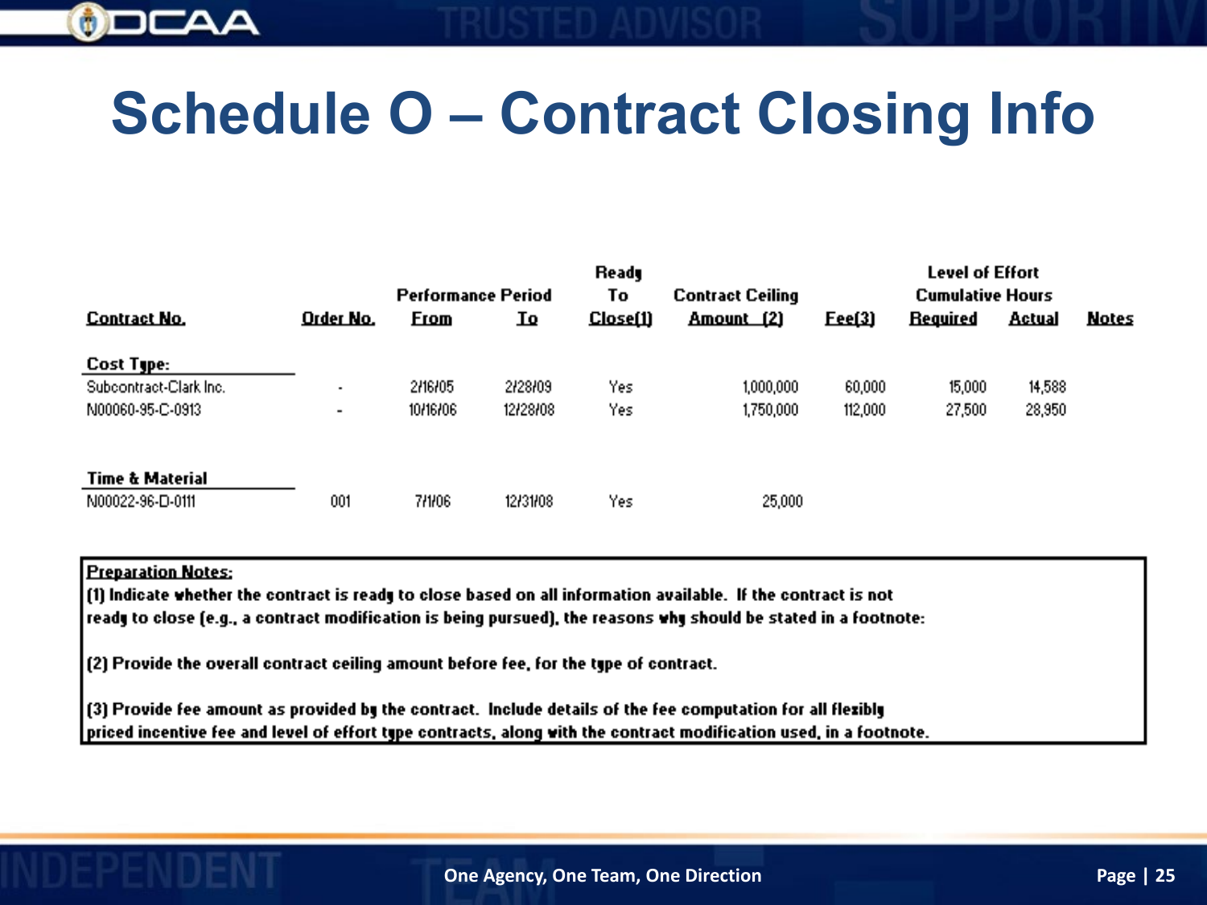# Schedule O – Contract Closing Info

| Contract No. | Order No. | Performance Period From | Performance Period To | Ready To Close(1) | Contract Ceiling Amount (2) | Fee(3) | Level of Effort Cumulative Hours Required | Level of Effort Cumulative Hours Actual | Notes |
|---|---|---|---|---|---|---|---|---|---|
| **Cost Type:** | | | | | | | | | |
| Subcontract-Clark Inc. | - | 2/16/05 | 2/28/09 | Yes | 1,000,000 | 60,000 | 15,000 | 14,588 | |
| N00060-95-C-0913 | - | 10/16/06 | 12/28/08 | Yes | 1,750,000 | 112,000 | 27,500 | 28,950 | |
| **Time & Material** | | | | | | | | | |
| N00022-96-D-0111 | 001 | 7/1/06 | 12/31/08 | Yes | 25,000 | | | | |

**Preparation Notes:**

(1) Indicate whether the contract is ready to close based on all information available. If the contract is not ready to close (e.g., a contract modification is being pursued), the reasons why should be stated in a footnote:

(2) Provide the overall contract ceiling amount before fee, for the type of contract.

(3) Provide fee amount as provided by the contract. Include details of the fee computation for all flexibly priced incentive fee and level of effort type contracts, along with the contract modification used, in a footnote.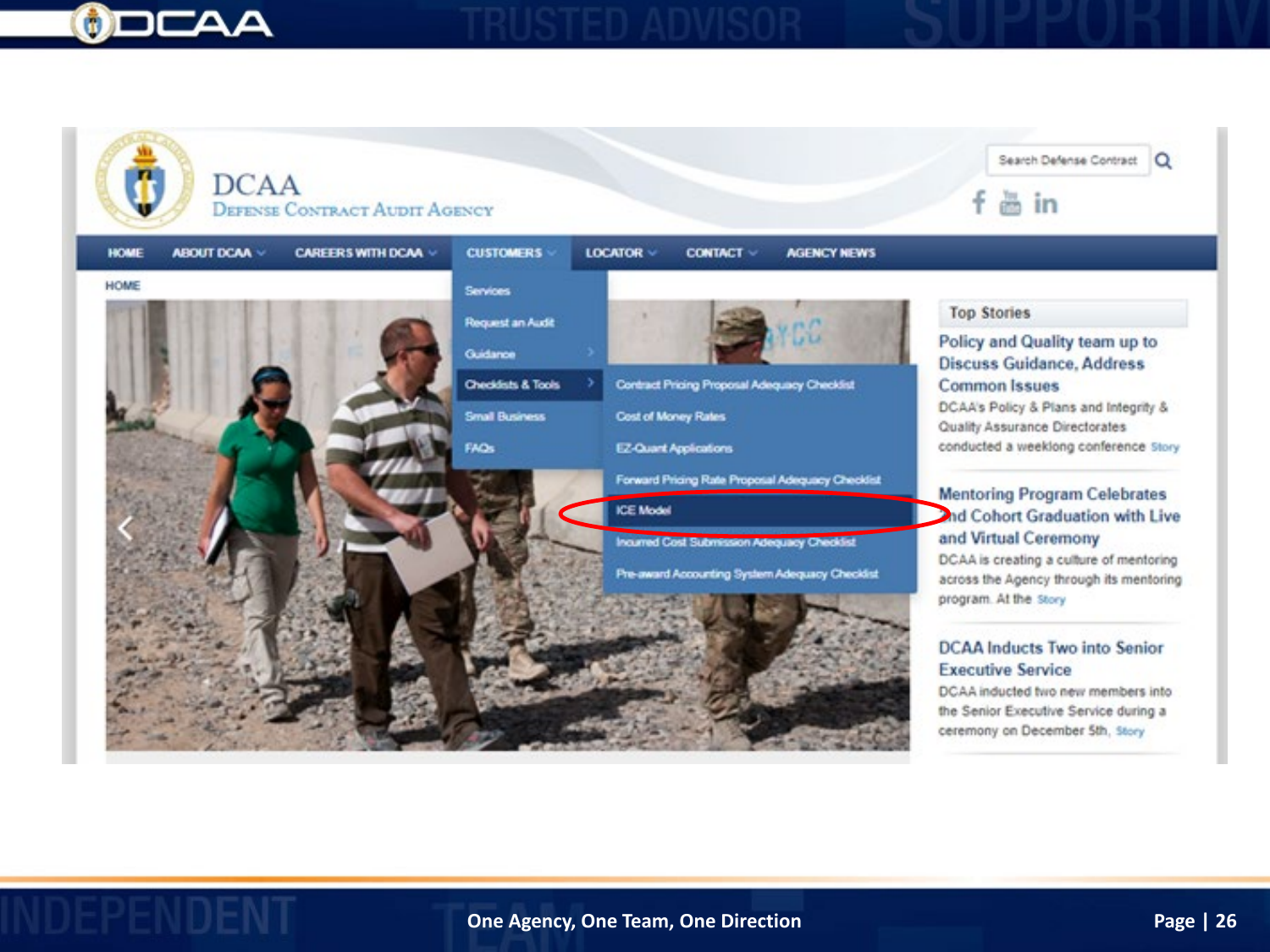DCAA

Defense Contract Audit Agency

Search Defense Contract

HOME | ABOUT DCAA | CAREERS WITH DCAA | CUSTOMERS | LOCATOR | CONTACT | AGENCY NEWS

HOME

- Services
- Request an Audit
- Guidance
- Checklists & Tools
  - Contract Pricing Proposal Adequacy Checklist
  - Cost of Money Rates
  - EZ-Quant Applications
  - Forward Pricing Rate Proposal Adequacy Checklist
  - ICE Model
  - Incurred Cost Submission Adequacy Checklist
  - Pre-award Accounting System Adequacy Checklist
- Small Business
- FAQs

Top Stories

**Policy and Quality team up to Discuss Guidance, Address Common Issues**

DCAA's Policy & Plans and Integrity & Quality Assurance Directorates conducted a weeklong conference Story

**Mentoring Program Celebrates 2nd Cohort Graduation with Live and Virtual Ceremony**

DCAA is creating a culture of mentoring across the Agency through its mentoring program. At the Story

**DCAA Inducts Two into Senior Executive Service**

DCAA inducted two new members into the Senior Executive Service during a ceremony on December 5th. Story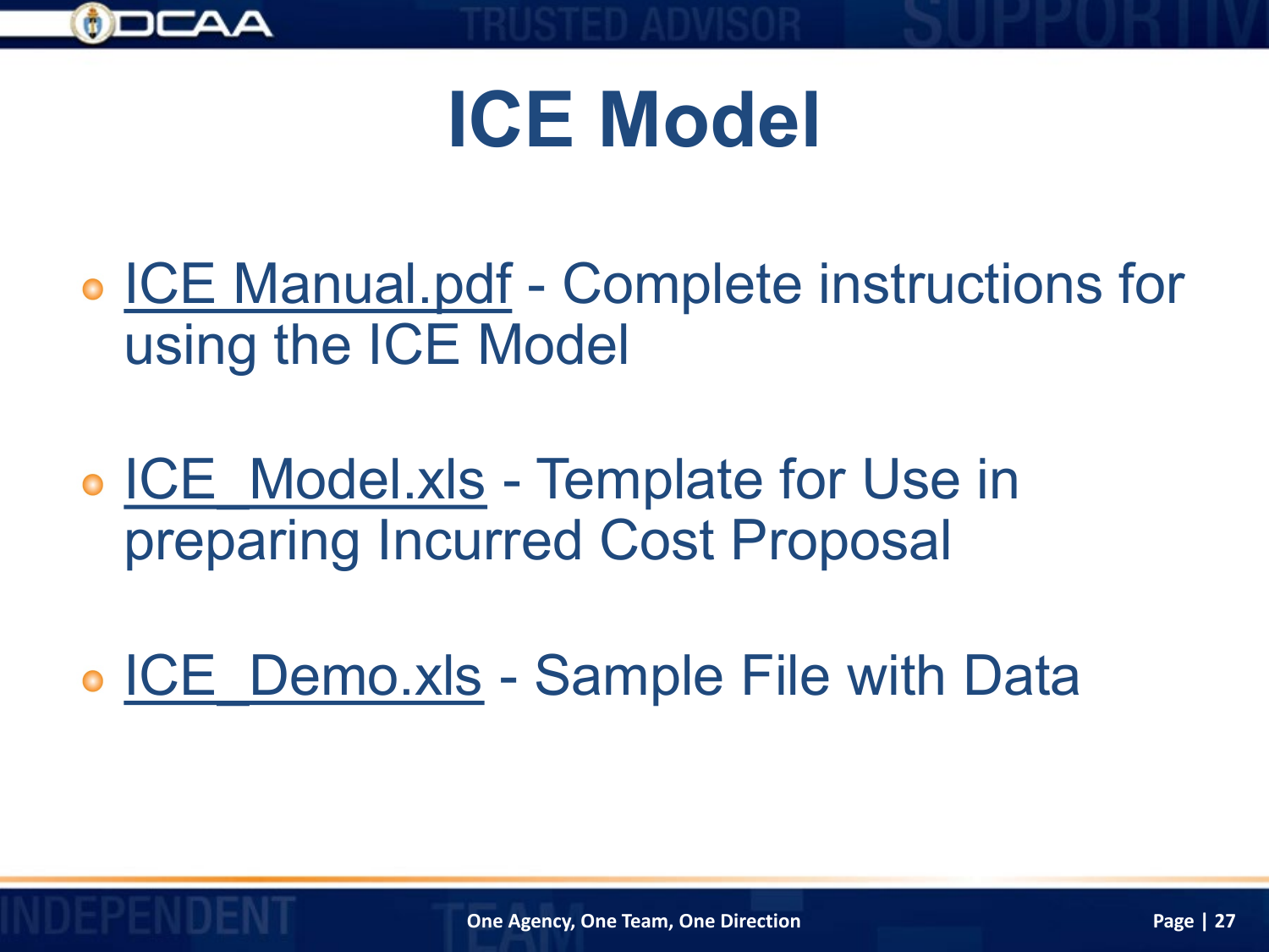# ICE Model

- ICE Manual.pdf - Complete instructions for using the ICE Model
- ICE_Model.xls - Template for Use in preparing Incurred Cost Proposal
- ICE_Demo.xls - Sample File with Data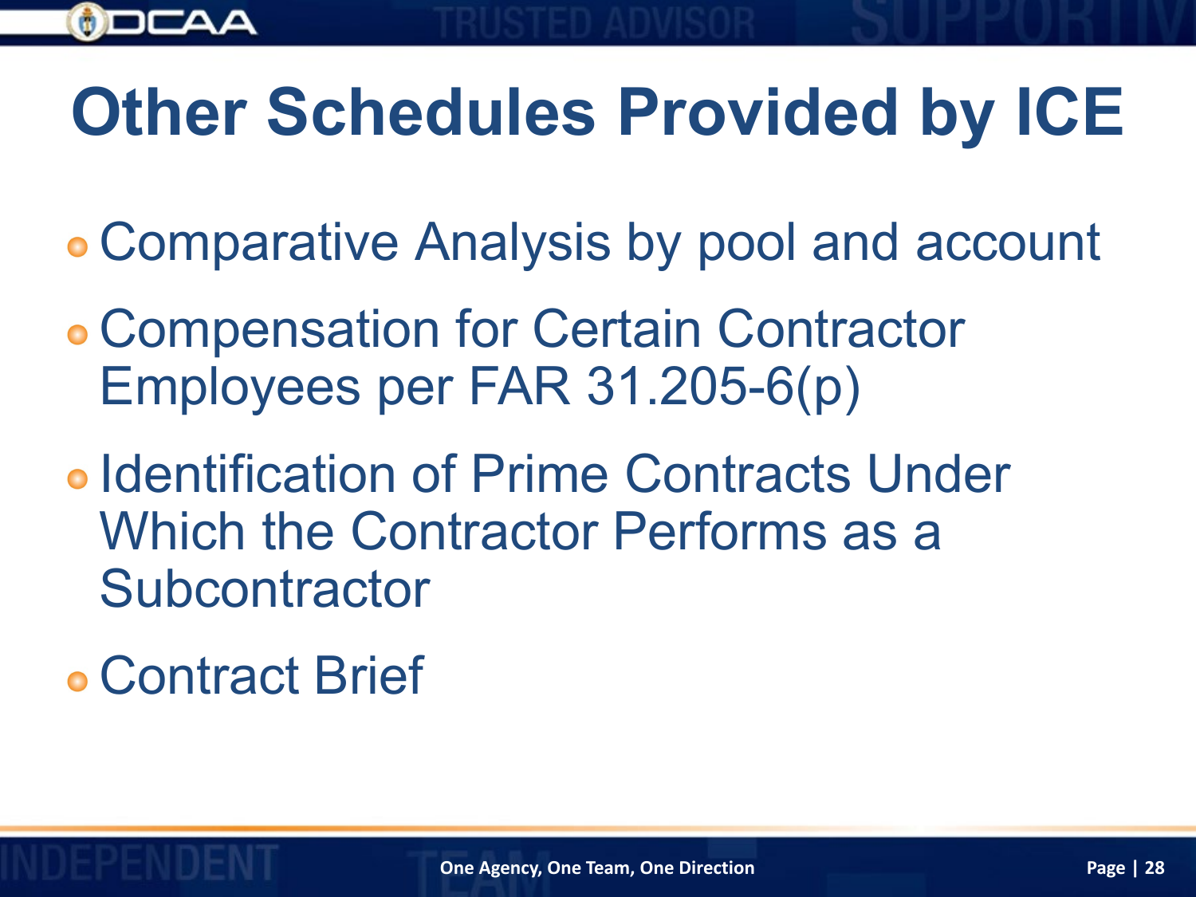# Other Schedules Provided by ICE

- Comparative Analysis by pool and account
- Compensation for Certain Contractor Employees per FAR 31.205-6(p)
- Identification of Prime Contracts Under Which the Contractor Performs as a Subcontractor
- Contract Brief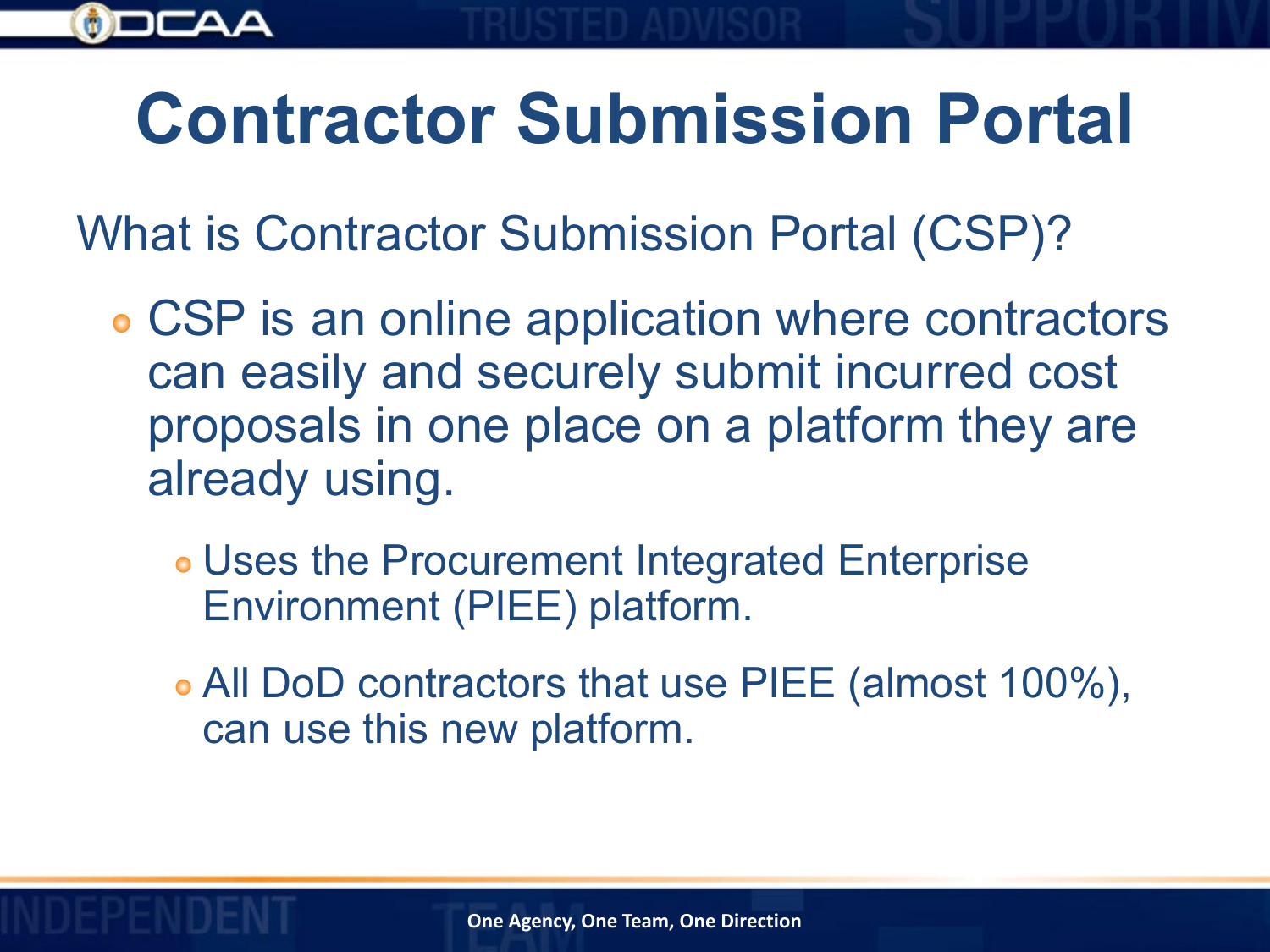# Contractor Submission Portal

What is Contractor Submission Portal (CSP)?

- CSP is an online application where contractors can easily and securely submit incurred cost proposals in one place on a platform they are already using.
  - Uses the Procurement Integrated Enterprise Environment (PIEE) platform.
  - All DoD contractors that use PIEE (almost 100%), can use this new platform.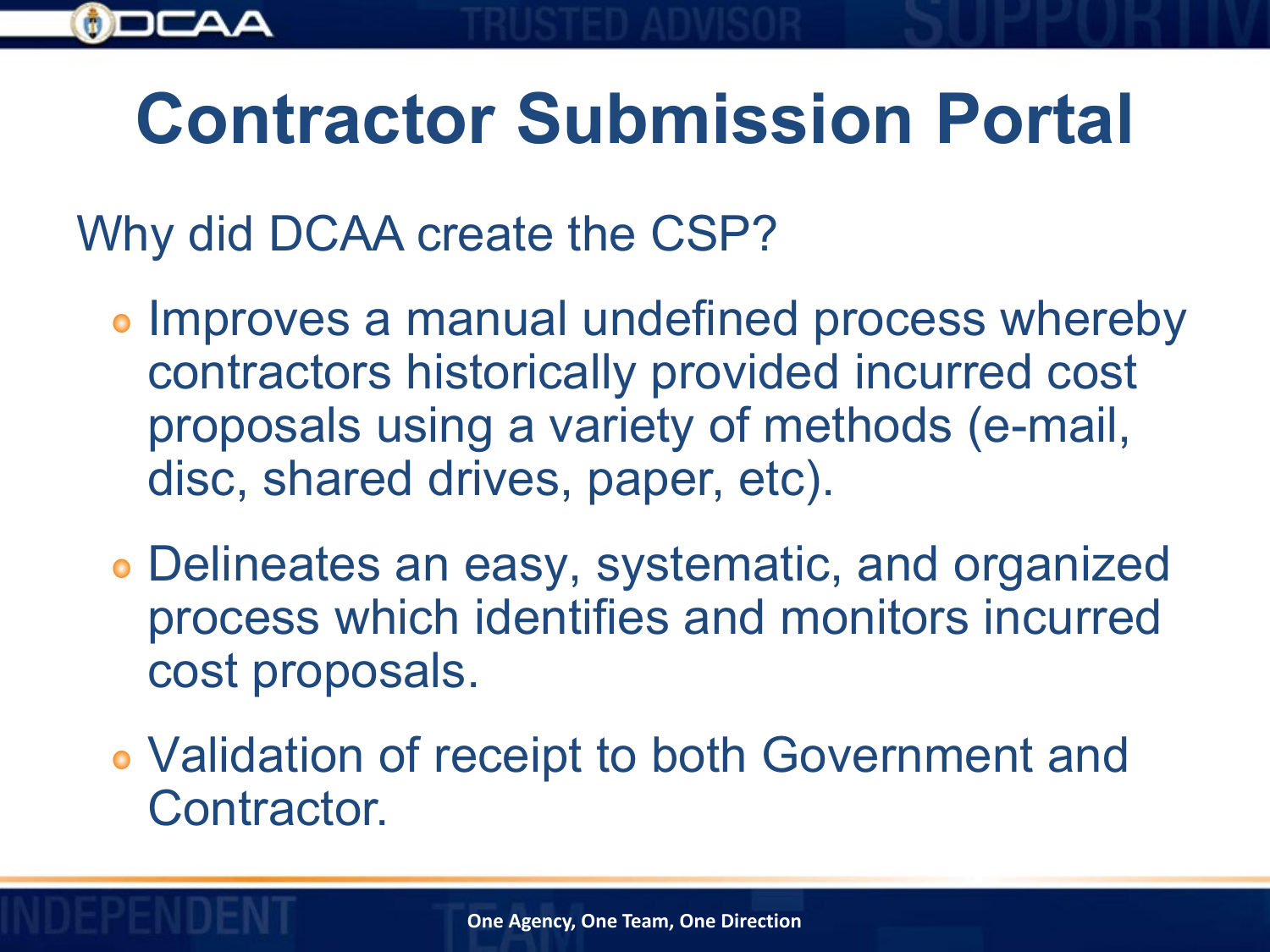# Contractor Submission Portal

Why did DCAA create the CSP?

- Improves a manual undefined process whereby contractors historically provided incurred cost proposals using a variety of methods (e-mail, disc, shared drives, paper, etc).
- Delineates an easy, systematic, and organized process which identifies and monitors incurred cost proposals.
- Validation of receipt to both Government and Contractor.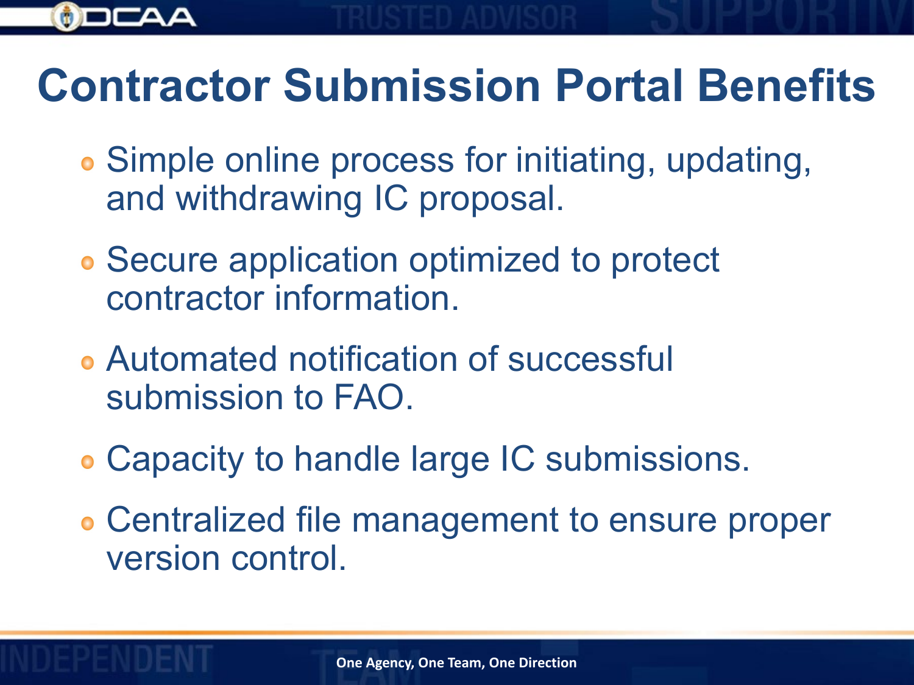# Contractor Submission Portal Benefits

- Simple online process for initiating, updating, and withdrawing IC proposal.
- Secure application optimized to protect contractor information.
- Automated notification of successful submission to FAO.
- Capacity to handle large IC submissions.
- Centralized file management to ensure proper version control.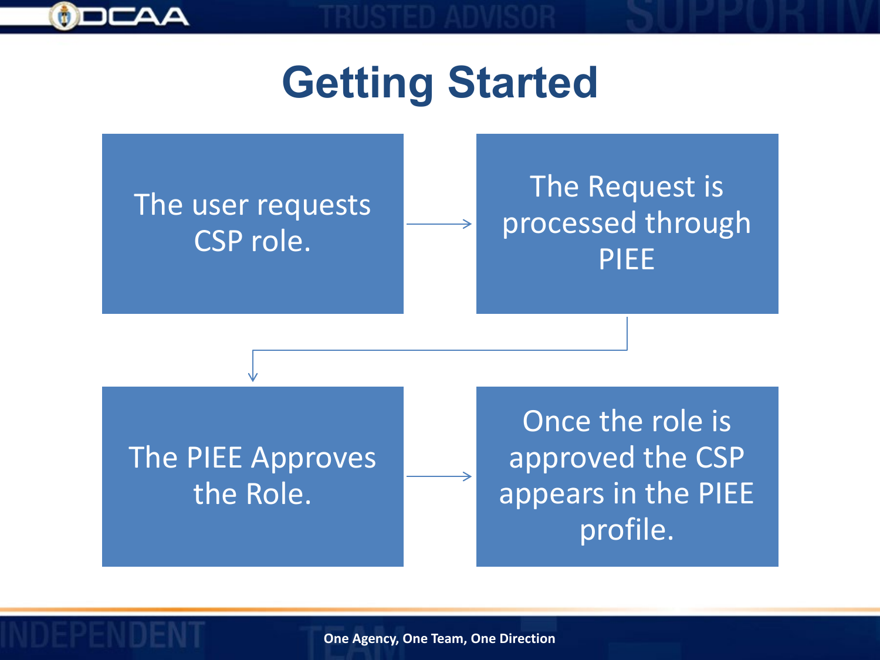# Getting Started

1. The user requests CSP role.
2. The Request is processed through PIEE
3. The PIEE Approves the Role.
4. Once the role is approved the CSP appears in the PIEE profile.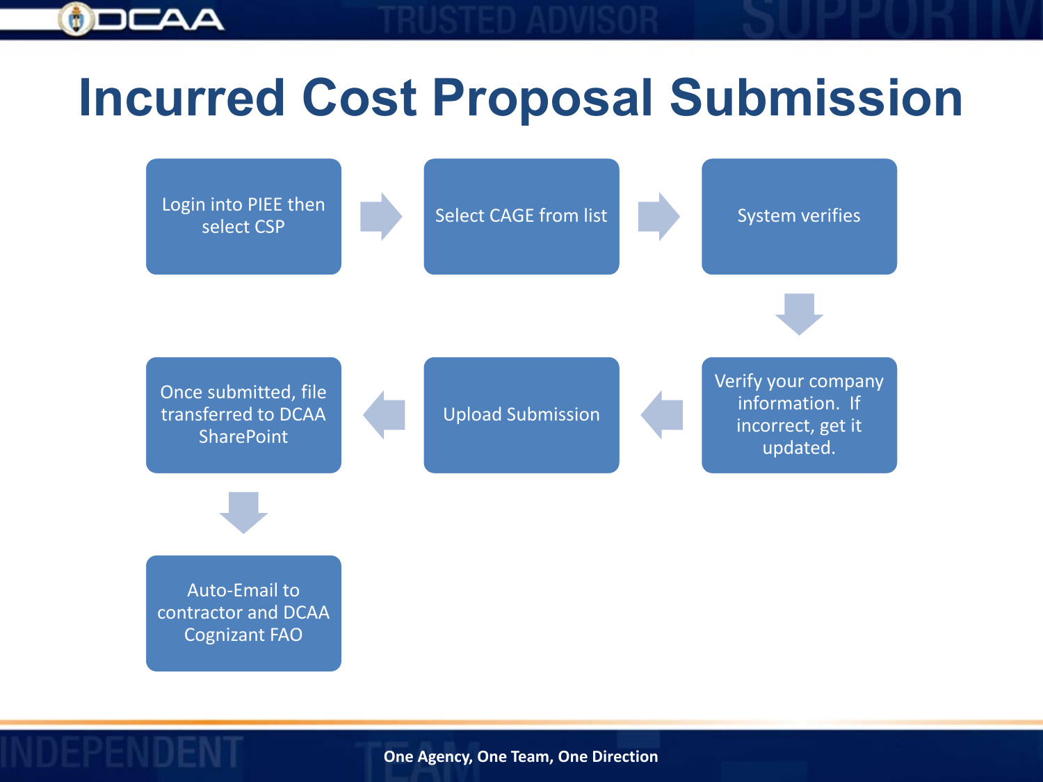# Incurred Cost Proposal Submission

1. Login into PIEE then select CSP
2. Select CAGE from list
3. System verifies
4. Verify your company information. If incorrect, get it updated.
5. Upload Submission
6. Once submitted, file transferred to DCAA SharePoint
7. Auto-Email to contractor and DCAA Cognizant FAO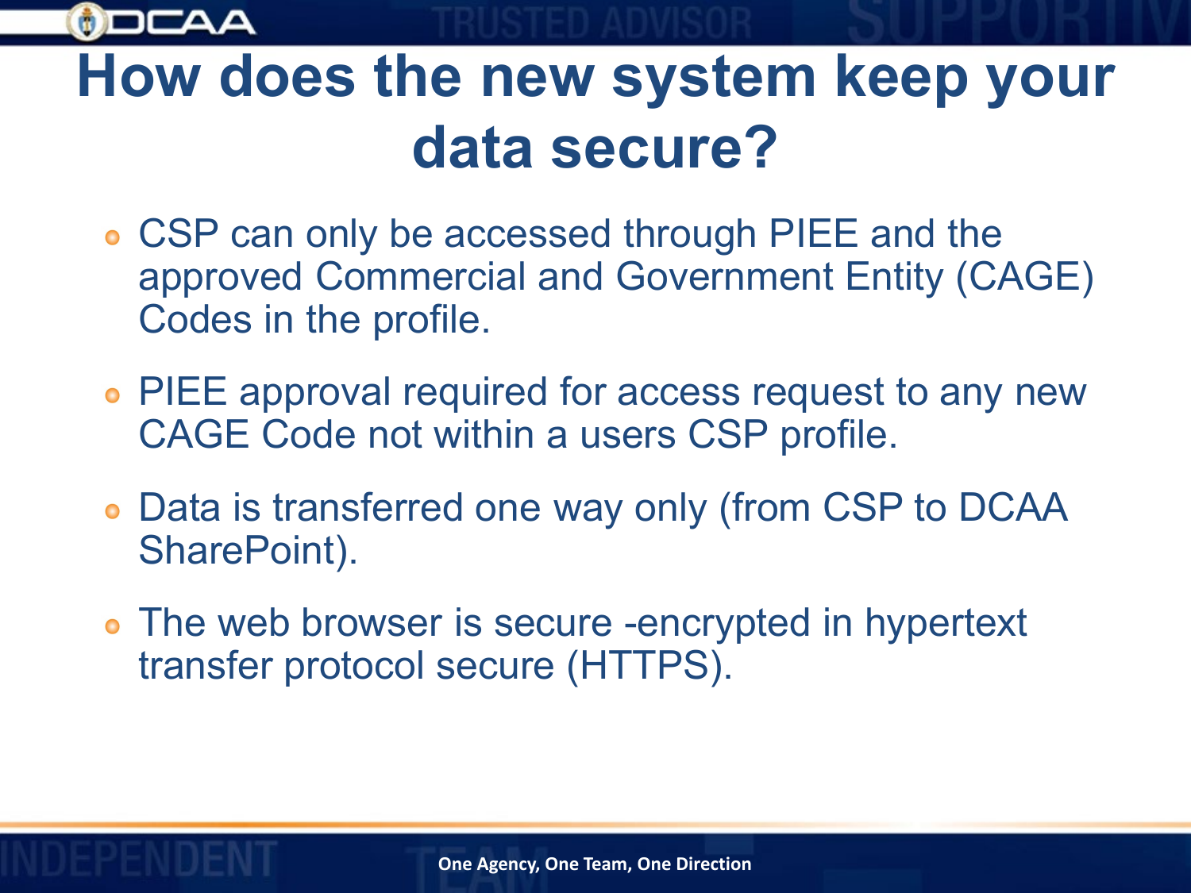# How does the new system keep your data secure?

- CSP can only be accessed through PIEE and the approved Commercial and Government Entity (CAGE) Codes in the profile.
- PIEE approval required for access request to any new CAGE Code not within a users CSP profile.
- Data is transferred one way only (from CSP to DCAA SharePoint).
- The web browser is secure -encrypted in hypertext transfer protocol secure (HTTPS).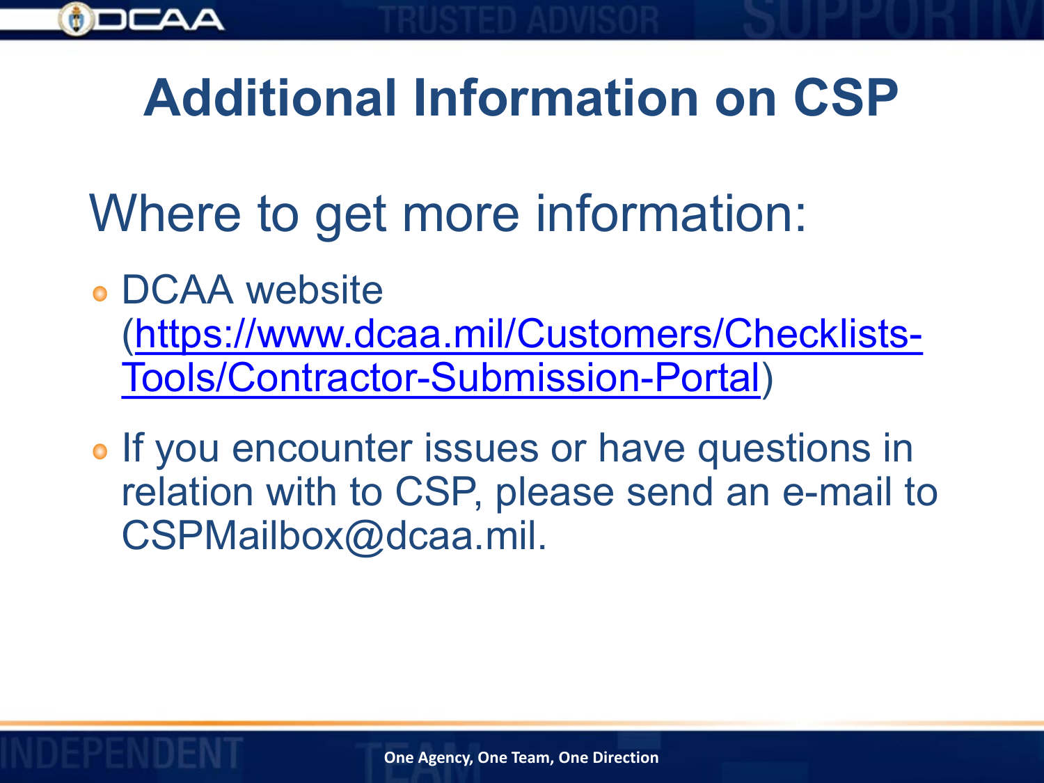# Additional Information on CSP

## Where to get more information:

- DCAA website (https://www.dcaa.mil/Customers/Checklists-Tools/Contractor-Submission-Portal)
- If you encounter issues or have questions in relation with to CSP, please send an e-mail to CSPMailbox@dcaa.mil.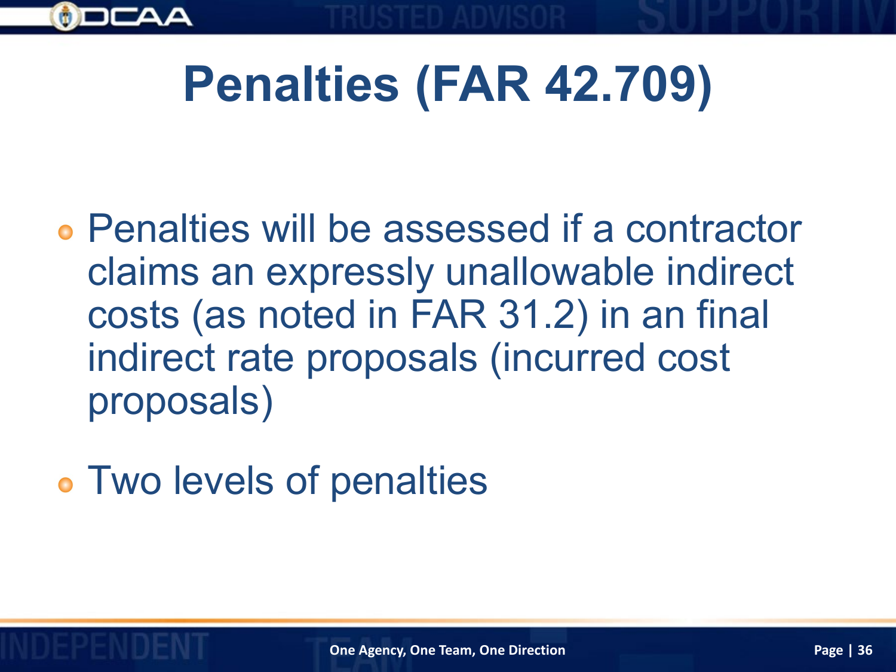# Penalties (FAR 42.709)

- Penalties will be assessed if a contractor claims an expressly unallowable indirect costs (as noted in FAR 31.2) in an final indirect rate proposals (incurred cost proposals)
- Two levels of penalties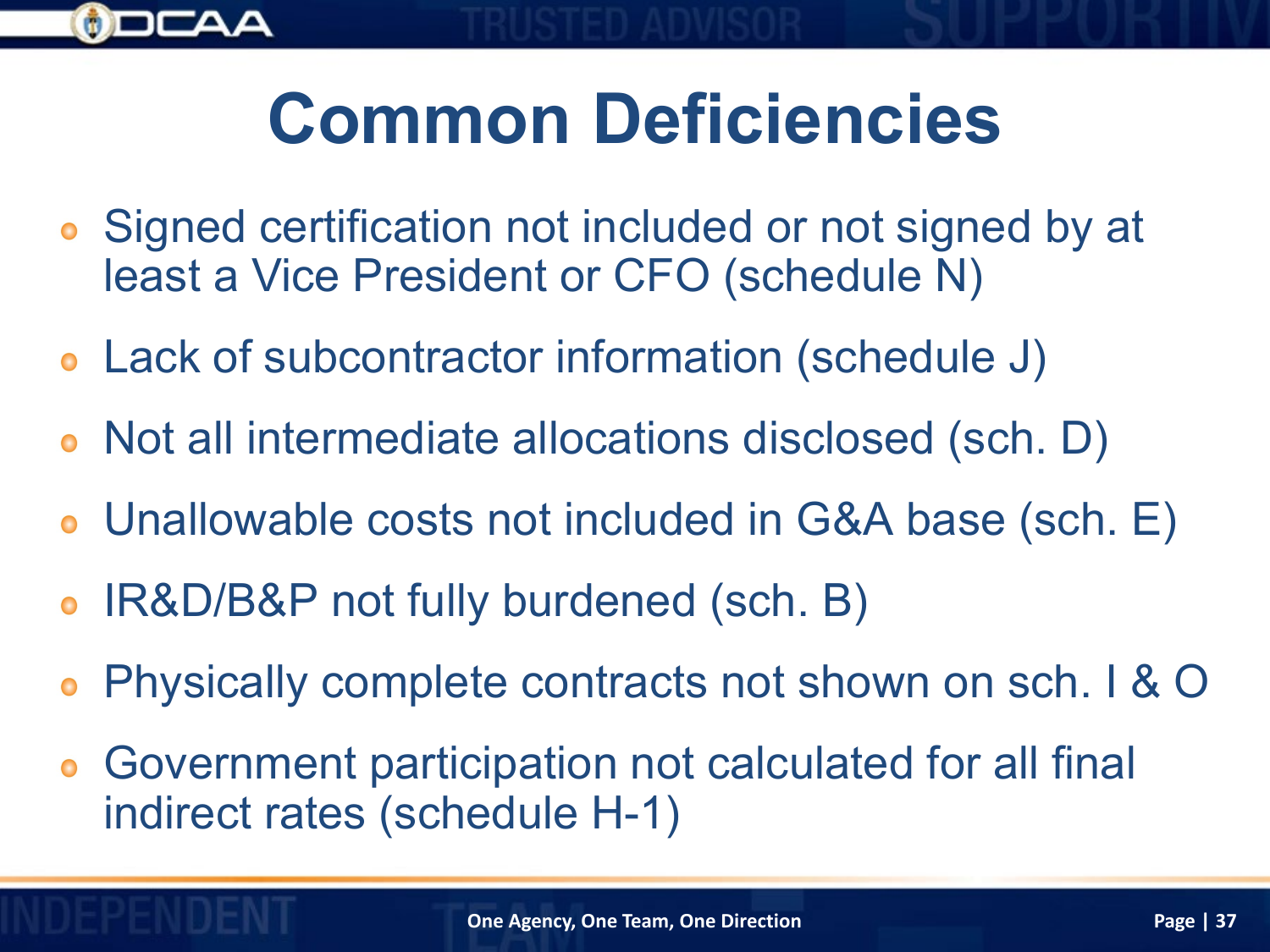# Common Deficiencies

- Signed certification not included or not signed by at least a Vice President or CFO (schedule N)
- Lack of subcontractor information (schedule J)
- Not all intermediate allocations disclosed (sch. D)
- Unallowable costs not included in G&A base (sch. E)
- IR&D/B&P not fully burdened (sch. B)
- Physically complete contracts not shown on sch. I & O
- Government participation not calculated for all final indirect rates (schedule H-1)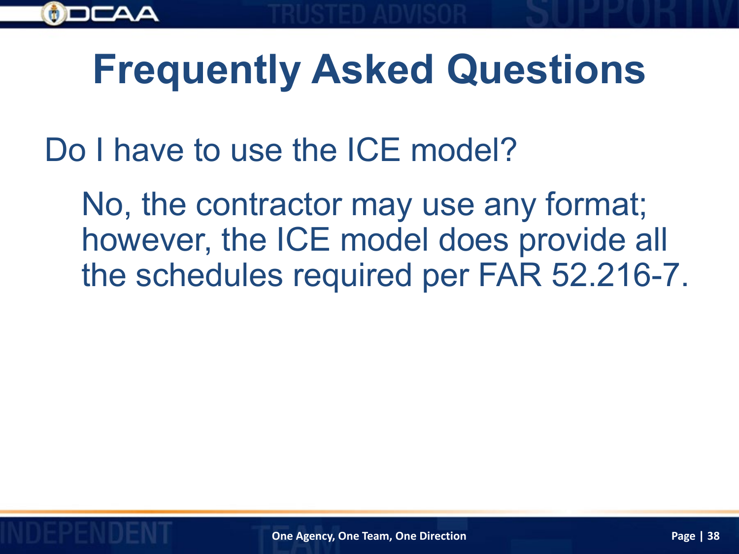# Frequently Asked Questions

Do I have to use the ICE model?

No, the contractor may use any format; however, the ICE model does provide all the schedules required per FAR 52.216-7.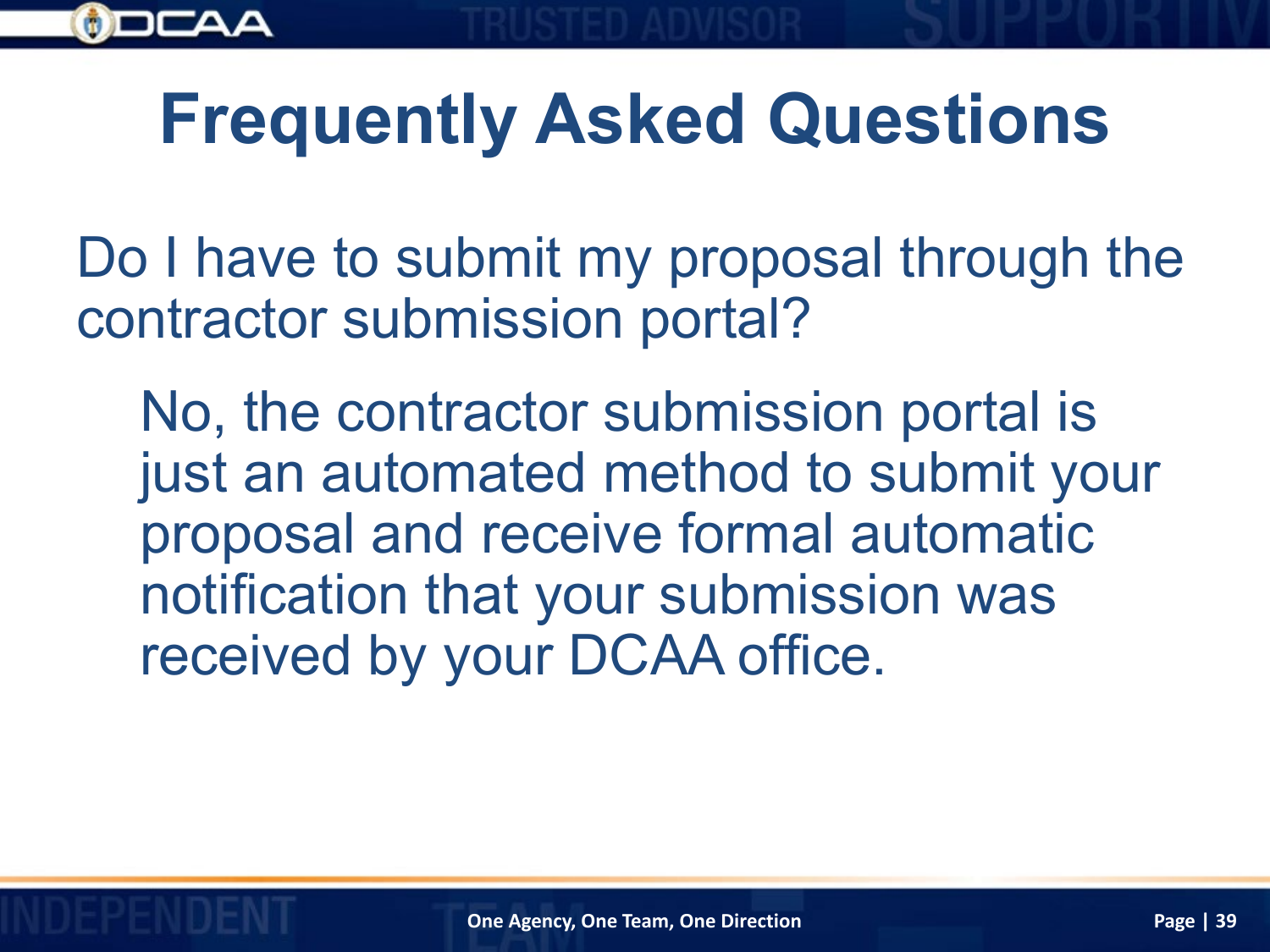# Frequently Asked Questions

Do I have to submit my proposal through the contractor submission portal?

No, the contractor submission portal is just an automated method to submit your proposal and receive formal automatic notification that your submission was received by your DCAA office.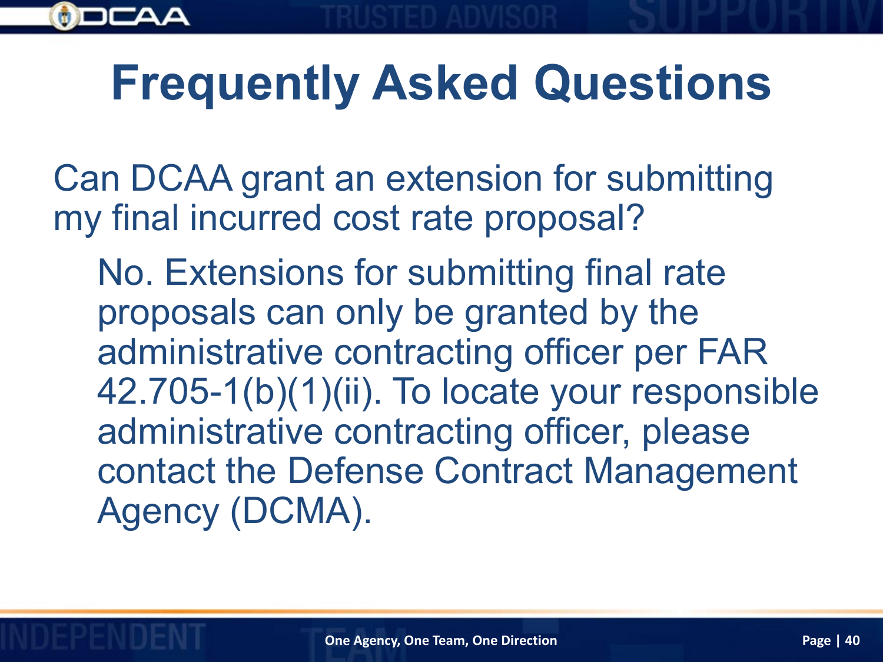# Frequently Asked Questions

Can DCAA grant an extension for submitting my final incurred cost rate proposal?

No. Extensions for submitting final rate proposals can only be granted by the administrative contracting officer per FAR 42.705-1(b)(1)(ii). To locate your responsible administrative contracting officer, please contact the Defense Contract Management Agency (DCMA).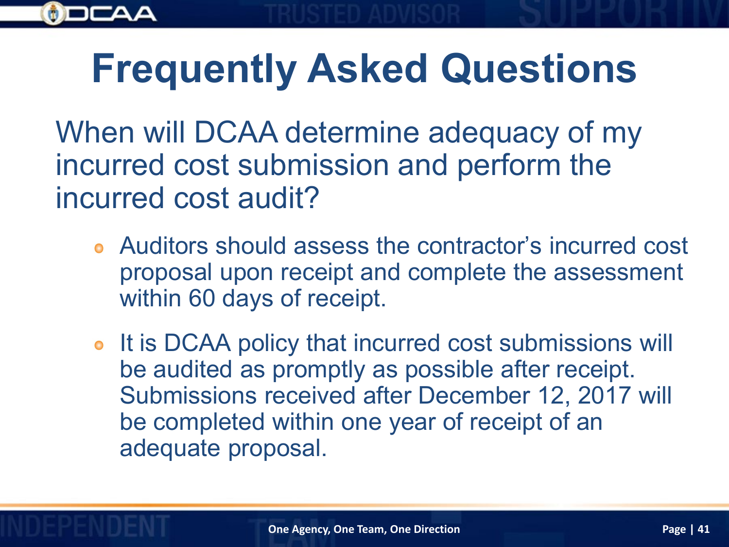# Frequently Asked Questions

## When will DCAA determine adequacy of my incurred cost submission and perform the incurred cost audit?

- Auditors should assess the contractor's incurred cost proposal upon receipt and complete the assessment within 60 days of receipt.
- It is DCAA policy that incurred cost submissions will be audited as promptly as possible after receipt. Submissions received after December 12, 2017 will be completed within one year of receipt of an adequate proposal.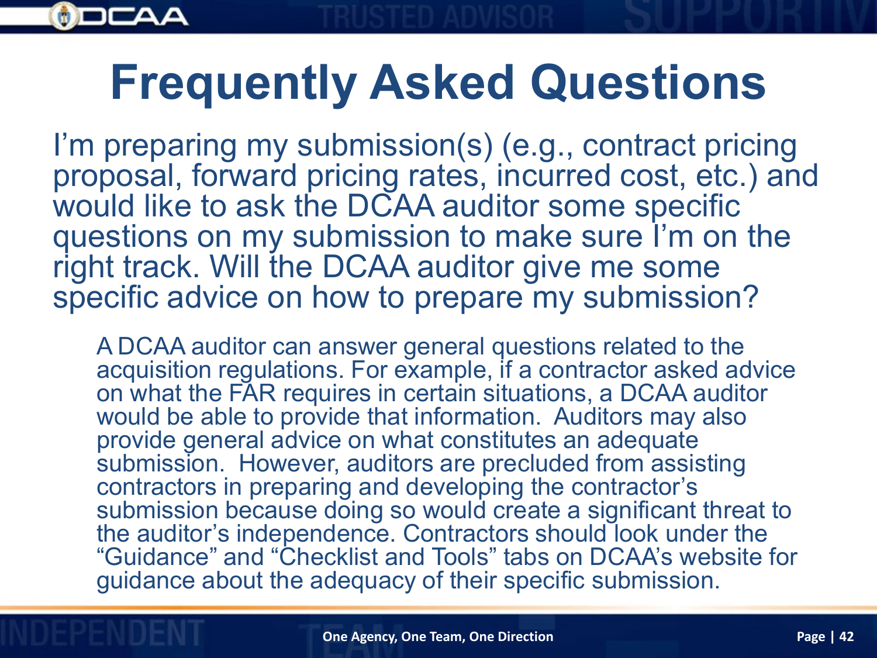# Frequently Asked Questions

I'm preparing my submission(s) (e.g., contract pricing proposal, forward pricing rates, incurred cost, etc.) and would like to ask the DCAA auditor some specific questions on my submission to make sure I'm on the right track. Will the DCAA auditor give me some specific advice on how to prepare my submission?

A DCAA auditor can answer general questions related to the acquisition regulations. For example, if a contractor asked advice on what the FAR requires in certain situations, a DCAA auditor would be able to provide that information. Auditors may also provide general advice on what constitutes an adequate submission. However, auditors are precluded from assisting contractors in preparing and developing the contractor's submission because doing so would create a significant threat to the auditor's independence. Contractors should look under the "Guidance" and "Checklist and Tools" tabs on DCAA's website for guidance about the adequacy of their specific submission.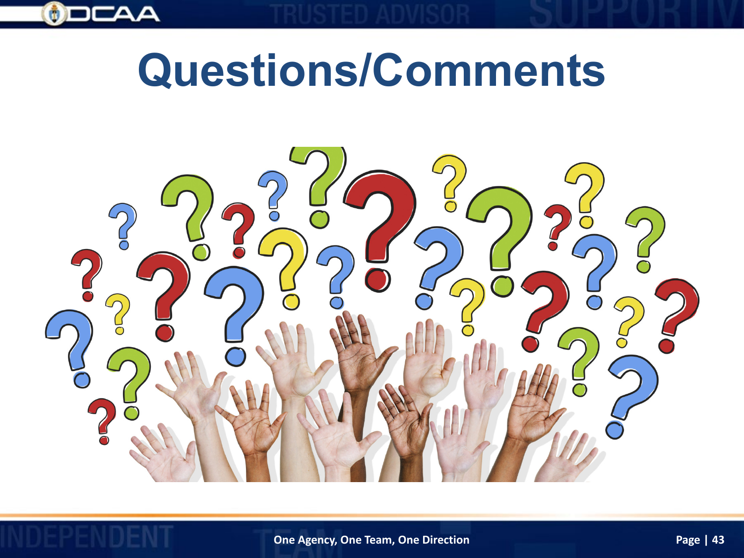# Questions/Comments